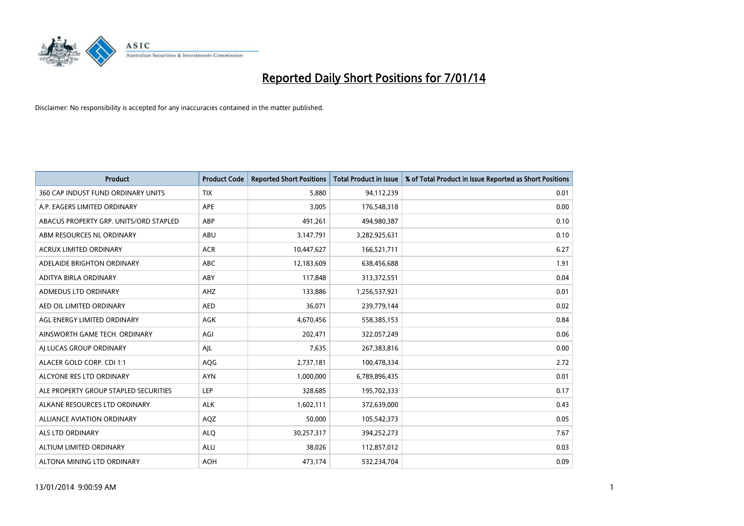# Reported Daily Short Positions for 7/01/14

Disclaimer: No responsibility is accepted for any inaccuracies contained in the matter published.

| Product | Product Code | Reported Short Positions | Total Product in Issue | % of Total Product in Issue Reported as Short Positions |
|---|---|---|---|---|
| 360 CAP INDUST FUND ORDINARY UNITS | TIX | 5,880 | 94,112,239 | 0.01 |
| A.P. EAGERS LIMITED ORDINARY | APE | 3,005 | 176,548,318 | 0.00 |
| ABACUS PROPERTY GRP. UNITS/ORD STAPLED | ABP | 491,261 | 494,980,387 | 0.10 |
| ABM RESOURCES NL ORDINARY | ABU | 3,147,791 | 3,282,925,631 | 0.10 |
| ACRUX LIMITED ORDINARY | ACR | 10,447,627 | 166,521,711 | 6.27 |
| ADELAIDE BRIGHTON ORDINARY | ABC | 12,183,609 | 638,456,688 | 1.91 |
| ADITYA BIRLA ORDINARY | ABY | 117,848 | 313,372,551 | 0.04 |
| ADMEDUS LTD ORDINARY | AHZ | 133,886 | 1,256,537,921 | 0.01 |
| AED OIL LIMITED ORDINARY | AED | 36,071 | 239,779,144 | 0.02 |
| AGL ENERGY LIMITED ORDINARY | AGK | 4,670,456 | 558,385,153 | 0.84 |
| AINSWORTH GAME TECH. ORDINARY | AGI | 202,471 | 322,057,249 | 0.06 |
| AJ LUCAS GROUP ORDINARY | AJL | 7,635 | 267,383,816 | 0.00 |
| ALACER GOLD CORP. CDI 1:1 | AQG | 2,737,181 | 100,478,334 | 2.72 |
| ALCYONE RES LTD ORDINARY | AYN | 1,000,000 | 6,789,896,435 | 0.01 |
| ALE PROPERTY GROUP STAPLED SECURITIES | LEP | 328,685 | 195,702,333 | 0.17 |
| ALKANE RESOURCES LTD ORDINARY | ALK | 1,602,111 | 372,639,000 | 0.43 |
| ALLIANCE AVIATION ORDINARY | AQZ | 50,000 | 105,542,373 | 0.05 |
| ALS LTD ORDINARY | ALQ | 30,257,317 | 394,252,273 | 7.67 |
| ALTIUM LIMITED ORDINARY | ALU | 38,026 | 112,857,012 | 0.03 |
| ALTONA MINING LTD ORDINARY | AOH | 473,174 | 532,234,704 | 0.09 |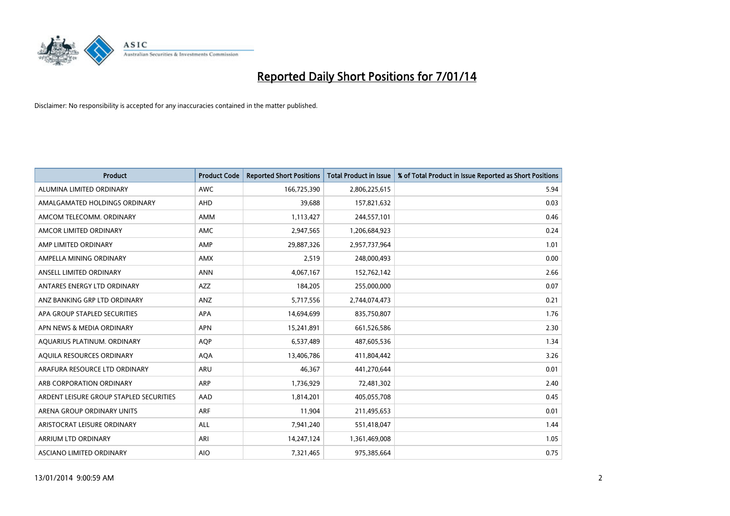# Reported Daily Short Positions for 7/01/14

Disclaimer: No responsibility is accepted for any inaccuracies contained in the matter published.

| Product | Product Code | Reported Short Positions | Total Product in Issue | % of Total Product in Issue Reported as Short Positions |
|---|---|---|---|---|
| ALUMINA LIMITED ORDINARY | AWC | 166,725,390 | 2,806,225,615 | 5.94 |
| AMALGAMATED HOLDINGS ORDINARY | AHD | 39,688 | 157,821,632 | 0.03 |
| AMCOM TELECOMM. ORDINARY | AMM | 1,113,427 | 244,557,101 | 0.46 |
| AMCOR LIMITED ORDINARY | AMC | 2,947,565 | 1,206,684,923 | 0.24 |
| AMP LIMITED ORDINARY | AMP | 29,887,326 | 2,957,737,964 | 1.01 |
| AMPELLA MINING ORDINARY | AMX | 2,519 | 248,000,493 | 0.00 |
| ANSELL LIMITED ORDINARY | ANN | 4,067,167 | 152,762,142 | 2.66 |
| ANTARES ENERGY LTD ORDINARY | AZZ | 184,205 | 255,000,000 | 0.07 |
| ANZ BANKING GRP LTD ORDINARY | ANZ | 5,717,556 | 2,744,074,473 | 0.21 |
| APA GROUP STAPLED SECURITIES | APA | 14,694,699 | 835,750,807 | 1.76 |
| APN NEWS & MEDIA ORDINARY | APN | 15,241,891 | 661,526,586 | 2.30 |
| AQUARIUS PLATINUM. ORDINARY | AQP | 6,537,489 | 487,605,536 | 1.34 |
| AQUILA RESOURCES ORDINARY | AQA | 13,406,786 | 411,804,442 | 3.26 |
| ARAFURA RESOURCE LTD ORDINARY | ARU | 46,367 | 441,270,644 | 0.01 |
| ARB CORPORATION ORDINARY | ARP | 1,736,929 | 72,481,302 | 2.40 |
| ARDENT LEISURE GROUP STAPLED SECURITIES | AAD | 1,814,201 | 405,055,708 | 0.45 |
| ARENA GROUP ORDINARY UNITS | ARF | 11,904 | 211,495,653 | 0.01 |
| ARISTOCRAT LEISURE ORDINARY | ALL | 7,941,240 | 551,418,047 | 1.44 |
| ARRIUM LTD ORDINARY | ARI | 14,247,124 | 1,361,469,008 | 1.05 |
| ASCIANO LIMITED ORDINARY | AIO | 7,321,465 | 975,385,664 | 0.75 |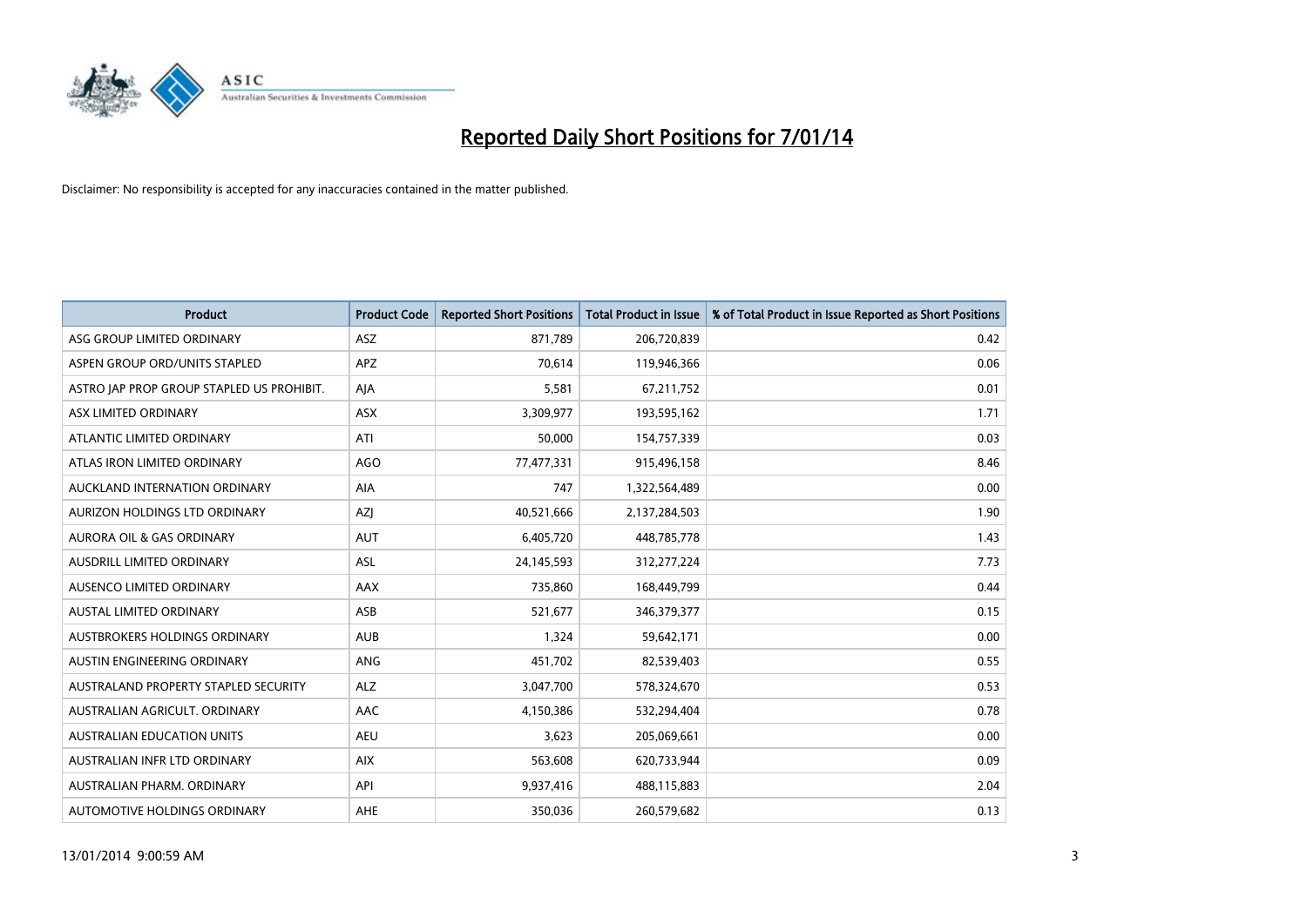# Reported Daily Short Positions for 7/01/14

Disclaimer: No responsibility is accepted for any inaccuracies contained in the matter published.

| Product | Product Code | Reported Short Positions | Total Product in Issue | % of Total Product in Issue Reported as Short Positions |
|---|---|---|---|---|
| ASG GROUP LIMITED ORDINARY | ASZ | 871,789 | 206,720,839 | 0.42 |
| ASPEN GROUP ORD/UNITS STAPLED | APZ | 70,614 | 119,946,366 | 0.06 |
| ASTRO JAP PROP GROUP STAPLED US PROHIBIT. | AJA | 5,581 | 67,211,752 | 0.01 |
| ASX LIMITED ORDINARY | ASX | 3,309,977 | 193,595,162 | 1.71 |
| ATLANTIC LIMITED ORDINARY | ATI | 50,000 | 154,757,339 | 0.03 |
| ATLAS IRON LIMITED ORDINARY | AGO | 77,477,331 | 915,496,158 | 8.46 |
| AUCKLAND INTERNATION ORDINARY | AIA | 747 | 1,322,564,489 | 0.00 |
| AURIZON HOLDINGS LTD ORDINARY | AZJ | 40,521,666 | 2,137,284,503 | 1.90 |
| AURORA OIL & GAS ORDINARY | AUT | 6,405,720 | 448,785,778 | 1.43 |
| AUSDRILL LIMITED ORDINARY | ASL | 24,145,593 | 312,277,224 | 7.73 |
| AUSENCO LIMITED ORDINARY | AAX | 735,860 | 168,449,799 | 0.44 |
| AUSTAL LIMITED ORDINARY | ASB | 521,677 | 346,379,377 | 0.15 |
| AUSTBROKERS HOLDINGS ORDINARY | AUB | 1,324 | 59,642,171 | 0.00 |
| AUSTIN ENGINEERING ORDINARY | ANG | 451,702 | 82,539,403 | 0.55 |
| AUSTRALAND PROPERTY STAPLED SECURITY | ALZ | 3,047,700 | 578,324,670 | 0.53 |
| AUSTRALIAN AGRICULT. ORDINARY | AAC | 4,150,386 | 532,294,404 | 0.78 |
| AUSTRALIAN EDUCATION UNITS | AEU | 3,623 | 205,069,661 | 0.00 |
| AUSTRALIAN INFR LTD ORDINARY | AIX | 563,608 | 620,733,944 | 0.09 |
| AUSTRALIAN PHARM. ORDINARY | API | 9,937,416 | 488,115,883 | 2.04 |
| AUTOMOTIVE HOLDINGS ORDINARY | AHE | 350,036 | 260,579,682 | 0.13 |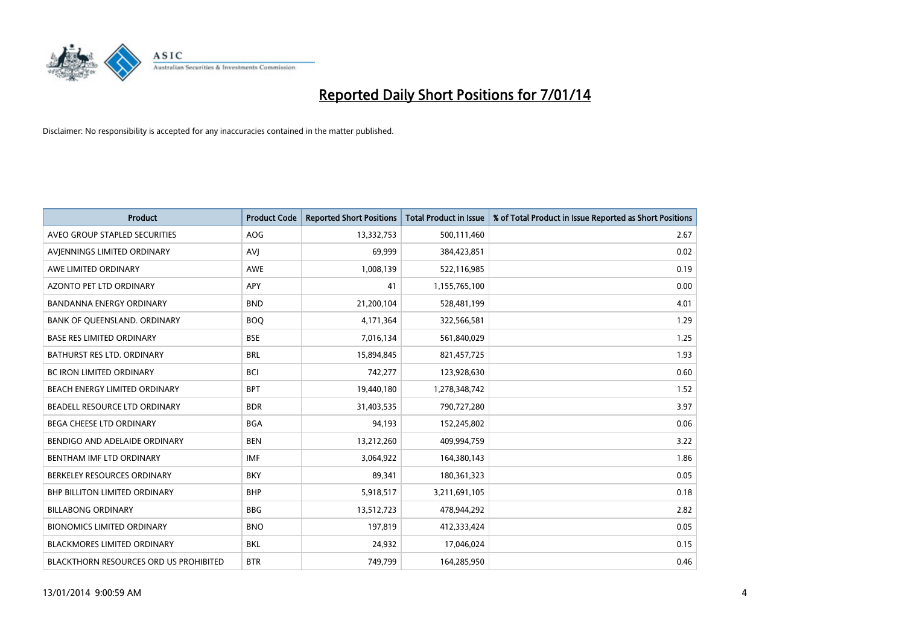# Reported Daily Short Positions for 7/01/14

Disclaimer: No responsibility is accepted for any inaccuracies contained in the matter published.

| Product | Product Code | Reported Short Positions | Total Product in Issue | % of Total Product in Issue Reported as Short Positions |
|---|---|---|---|---|
| AVEO GROUP STAPLED SECURITIES | AOG | 13,332,753 | 500,111,460 | 2.67 |
| AVJENNINGS LIMITED ORDINARY | AVJ | 69,999 | 384,423,851 | 0.02 |
| AWE LIMITED ORDINARY | AWE | 1,008,139 | 522,116,985 | 0.19 |
| AZONTO PET LTD ORDINARY | APY | 41 | 1,155,765,100 | 0.00 |
| BANDANNA ENERGY ORDINARY | BND | 21,200,104 | 528,481,199 | 4.01 |
| BANK OF QUEENSLAND. ORDINARY | BOQ | 4,171,364 | 322,566,581 | 1.29 |
| BASE RES LIMITED ORDINARY | BSE | 7,016,134 | 561,840,029 | 1.25 |
| BATHURST RES LTD. ORDINARY | BRL | 15,894,845 | 821,457,725 | 1.93 |
| BC IRON LIMITED ORDINARY | BCI | 742,277 | 123,928,630 | 0.60 |
| BEACH ENERGY LIMITED ORDINARY | BPT | 19,440,180 | 1,278,348,742 | 1.52 |
| BEADELL RESOURCE LTD ORDINARY | BDR | 31,403,535 | 790,727,280 | 3.97 |
| BEGA CHEESE LTD ORDINARY | BGA | 94,193 | 152,245,802 | 0.06 |
| BENDIGO AND ADELAIDE ORDINARY | BEN | 13,212,260 | 409,994,759 | 3.22 |
| BENTHAM IMF LTD ORDINARY | IMF | 3,064,922 | 164,380,143 | 1.86 |
| BERKELEY RESOURCES ORDINARY | BKY | 89,341 | 180,361,323 | 0.05 |
| BHP BILLITON LIMITED ORDINARY | BHP | 5,918,517 | 3,211,691,105 | 0.18 |
| BILLABONG ORDINARY | BBG | 13,512,723 | 478,944,292 | 2.82 |
| BIONOMICS LIMITED ORDINARY | BNO | 197,819 | 412,333,424 | 0.05 |
| BLACKMORES LIMITED ORDINARY | BKL | 24,932 | 17,046,024 | 0.15 |
| BLACKTHORN RESOURCES ORD US PROHIBITED | BTR | 749,799 | 164,285,950 | 0.46 |

13/01/2014 9:00:59 AM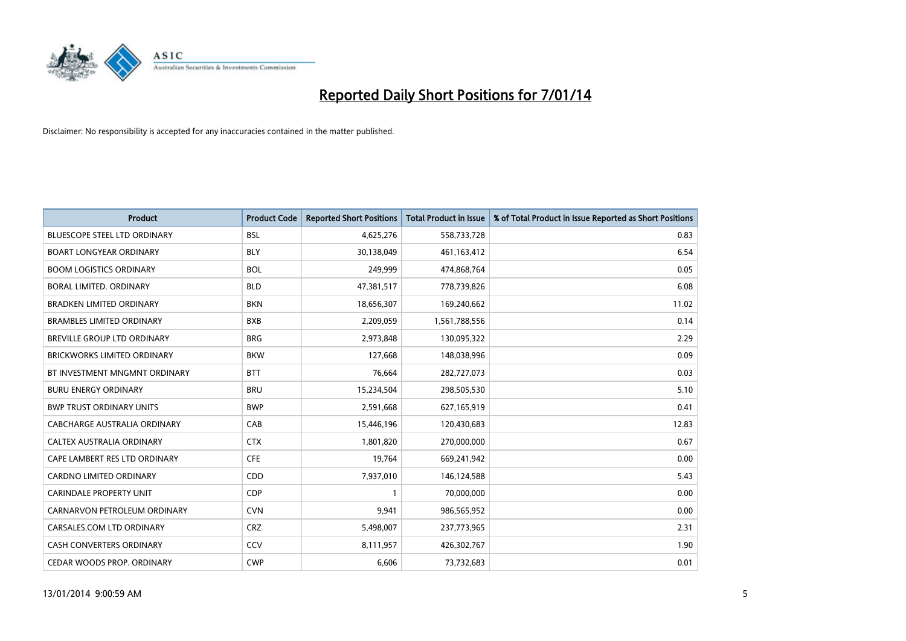# Reported Daily Short Positions for 7/01/14

Disclaimer: No responsibility is accepted for any inaccuracies contained in the matter published.

| Product | Product Code | Reported Short Positions | Total Product in Issue | % of Total Product in Issue Reported as Short Positions |
|---|---|---|---|---|
| BLUESCOPE STEEL LTD ORDINARY | BSL | 4,625,276 | 558,733,728 | 0.83 |
| BOART LONGYEAR ORDINARY | BLY | 30,138,049 | 461,163,412 | 6.54 |
| BOOM LOGISTICS ORDINARY | BOL | 249,999 | 474,868,764 | 0.05 |
| BORAL LIMITED. ORDINARY | BLD | 47,381,517 | 778,739,826 | 6.08 |
| BRADKEN LIMITED ORDINARY | BKN | 18,656,307 | 169,240,662 | 11.02 |
| BRAMBLES LIMITED ORDINARY | BXB | 2,209,059 | 1,561,788,556 | 0.14 |
| BREVILLE GROUP LTD ORDINARY | BRG | 2,973,848 | 130,095,322 | 2.29 |
| BRICKWORKS LIMITED ORDINARY | BKW | 127,668 | 148,038,996 | 0.09 |
| BT INVESTMENT MNGMNT ORDINARY | BTT | 76,664 | 282,727,073 | 0.03 |
| BURU ENERGY ORDINARY | BRU | 15,234,504 | 298,505,530 | 5.10 |
| BWP TRUST ORDINARY UNITS | BWP | 2,591,668 | 627,165,919 | 0.41 |
| CABCHARGE AUSTRALIA ORDINARY | CAB | 15,446,196 | 120,430,683 | 12.83 |
| CALTEX AUSTRALIA ORDINARY | CTX | 1,801,820 | 270,000,000 | 0.67 |
| CAPE LAMBERT RES LTD ORDINARY | CFE | 19,764 | 669,241,942 | 0.00 |
| CARDNO LIMITED ORDINARY | CDD | 7,937,010 | 146,124,588 | 5.43 |
| CARINDALE PROPERTY UNIT | CDP | 1 | 70,000,000 | 0.00 |
| CARNARVON PETROLEUM ORDINARY | CVN | 9,941 | 986,565,952 | 0.00 |
| CARSALES.COM LTD ORDINARY | CRZ | 5,498,007 | 237,773,965 | 2.31 |
| CASH CONVERTERS ORDINARY | CCV | 8,111,957 | 426,302,767 | 1.90 |
| CEDAR WOODS PROP. ORDINARY | CWP | 6,606 | 73,732,683 | 0.01 |

13/01/2014 9:00:59 AM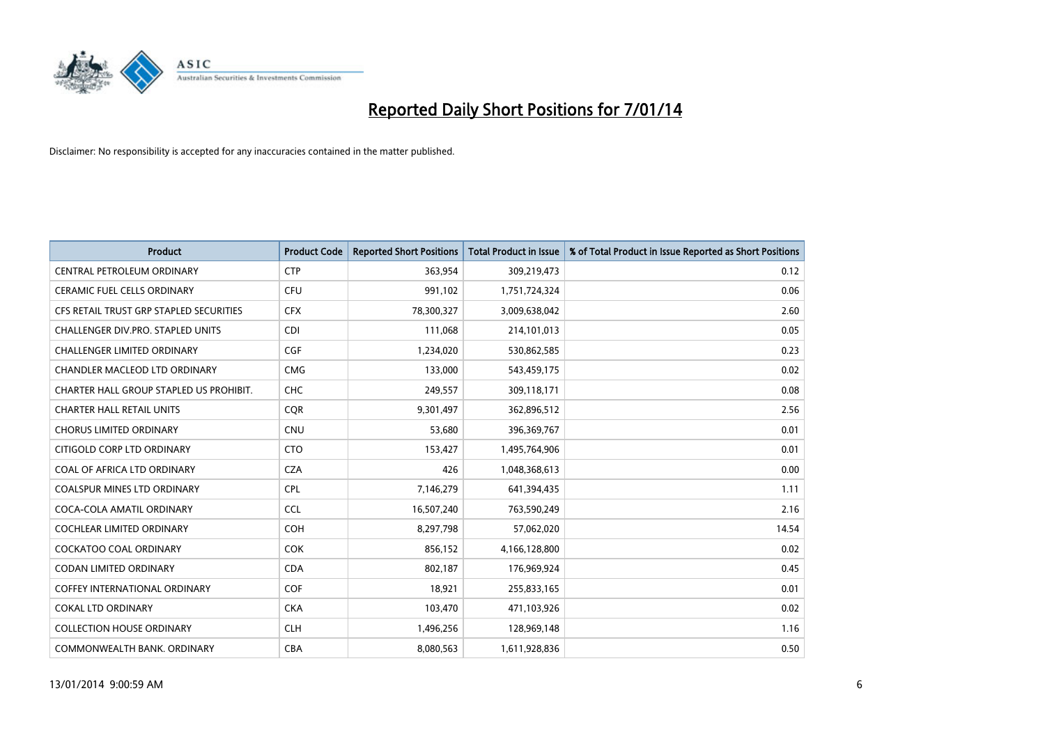# Reported Daily Short Positions for 7/01/14

Disclaimer: No responsibility is accepted for any inaccuracies contained in the matter published.

| Product | Product Code | Reported Short Positions | Total Product in Issue | % of Total Product in Issue Reported as Short Positions |
|---|---|---|---|---|
| CENTRAL PETROLEUM ORDINARY | CTP | 363,954 | 309,219,473 | 0.12 |
| CERAMIC FUEL CELLS ORDINARY | CFU | 991,102 | 1,751,724,324 | 0.06 |
| CFS RETAIL TRUST GRP STAPLED SECURITIES | CFX | 78,300,327 | 3,009,638,042 | 2.60 |
| CHALLENGER DIV.PRO. STAPLED UNITS | CDI | 111,068 | 214,101,013 | 0.05 |
| CHALLENGER LIMITED ORDINARY | CGF | 1,234,020 | 530,862,585 | 0.23 |
| CHANDLER MACLEOD LTD ORDINARY | CMG | 133,000 | 543,459,175 | 0.02 |
| CHARTER HALL GROUP STAPLED US PROHIBIT. | CHC | 249,557 | 309,118,171 | 0.08 |
| CHARTER HALL RETAIL UNITS | CQR | 9,301,497 | 362,896,512 | 2.56 |
| CHORUS LIMITED ORDINARY | CNU | 53,680 | 396,369,767 | 0.01 |
| CITIGOLD CORP LTD ORDINARY | CTO | 153,427 | 1,495,764,906 | 0.01 |
| COAL OF AFRICA LTD ORDINARY | CZA | 426 | 1,048,368,613 | 0.00 |
| COALSPUR MINES LTD ORDINARY | CPL | 7,146,279 | 641,394,435 | 1.11 |
| COCA-COLA AMATIL ORDINARY | CCL | 16,507,240 | 763,590,249 | 2.16 |
| COCHLEAR LIMITED ORDINARY | COH | 8,297,798 | 57,062,020 | 14.54 |
| COCKATOO COAL ORDINARY | COK | 856,152 | 4,166,128,800 | 0.02 |
| CODAN LIMITED ORDINARY | CDA | 802,187 | 176,969,924 | 0.45 |
| COFFEY INTERNATIONAL ORDINARY | COF | 18,921 | 255,833,165 | 0.01 |
| COKAL LTD ORDINARY | CKA | 103,470 | 471,103,926 | 0.02 |
| COLLECTION HOUSE ORDINARY | CLH | 1,496,256 | 128,969,148 | 1.16 |
| COMMONWEALTH BANK. ORDINARY | CBA | 8,080,563 | 1,611,928,836 | 0.50 |

13/01/2014 9:00:59 AM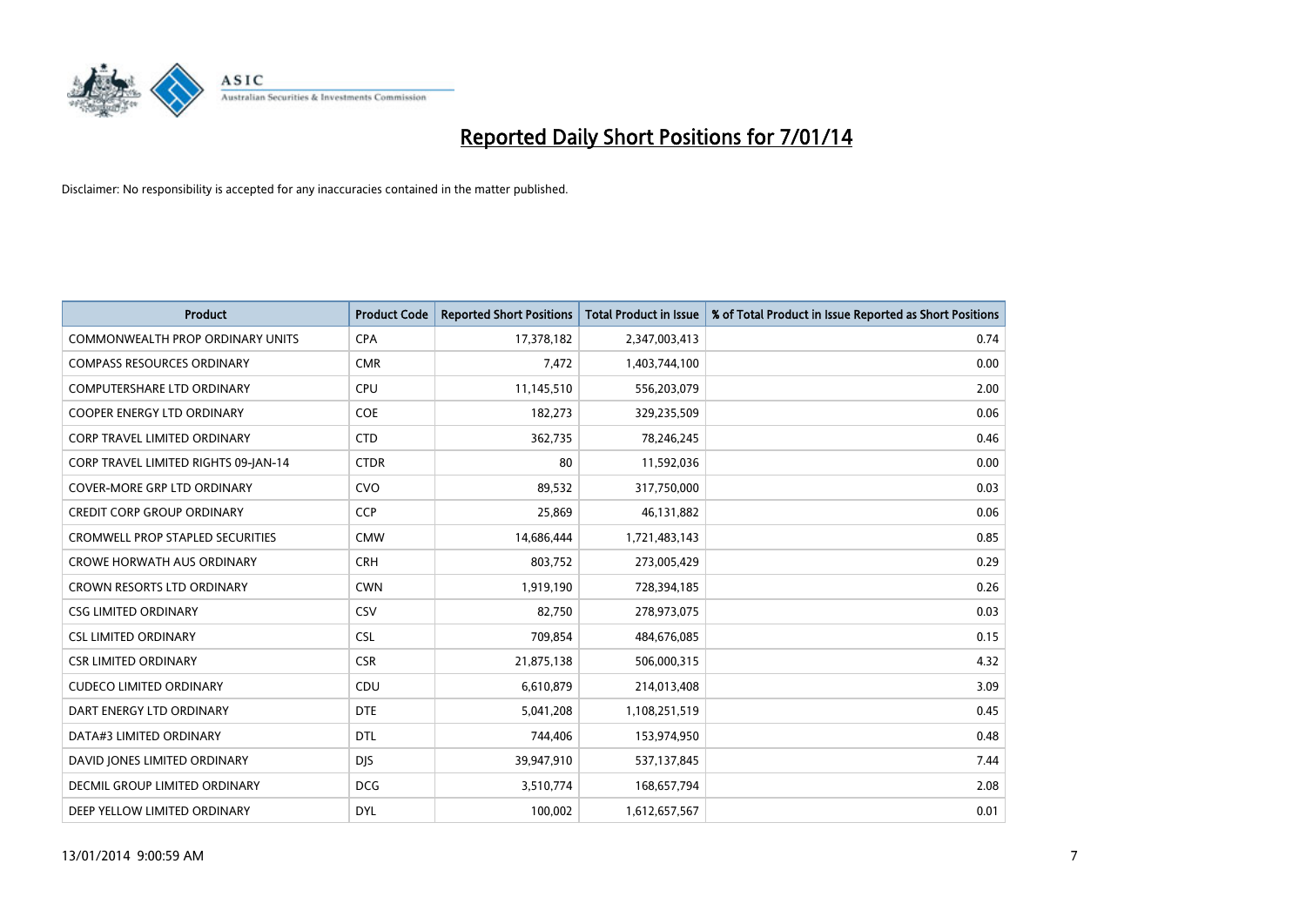# Reported Daily Short Positions for 7/01/14

Disclaimer: No responsibility is accepted for any inaccuracies contained in the matter published.

| Product | Product Code | Reported Short Positions | Total Product in Issue | % of Total Product in Issue Reported as Short Positions |
|---|---|---|---|---|
| COMMONWEALTH PROP ORDINARY UNITS | CPA | 17,378,182 | 2,347,003,413 | 0.74 |
| COMPASS RESOURCES ORDINARY | CMR | 7,472 | 1,403,744,100 | 0.00 |
| COMPUTERSHARE LTD ORDINARY | CPU | 11,145,510 | 556,203,079 | 2.00 |
| COOPER ENERGY LTD ORDINARY | COE | 182,273 | 329,235,509 | 0.06 |
| CORP TRAVEL LIMITED ORDINARY | CTD | 362,735 | 78,246,245 | 0.46 |
| CORP TRAVEL LIMITED RIGHTS 09-JAN-14 | CTDR | 80 | 11,592,036 | 0.00 |
| COVER-MORE GRP LTD ORDINARY | CVO | 89,532 | 317,750,000 | 0.03 |
| CREDIT CORP GROUP ORDINARY | CCP | 25,869 | 46,131,882 | 0.06 |
| CROMWELL PROP STAPLED SECURITIES | CMW | 14,686,444 | 1,721,483,143 | 0.85 |
| CROWE HORWATH AUS ORDINARY | CRH | 803,752 | 273,005,429 | 0.29 |
| CROWN RESORTS LTD ORDINARY | CWN | 1,919,190 | 728,394,185 | 0.26 |
| CSG LIMITED ORDINARY | CSV | 82,750 | 278,973,075 | 0.03 |
| CSL LIMITED ORDINARY | CSL | 709,854 | 484,676,085 | 0.15 |
| CSR LIMITED ORDINARY | CSR | 21,875,138 | 506,000,315 | 4.32 |
| CUDECO LIMITED ORDINARY | CDU | 6,610,879 | 214,013,408 | 3.09 |
| DART ENERGY LTD ORDINARY | DTE | 5,041,208 | 1,108,251,519 | 0.45 |
| DATA#3 LIMITED ORDINARY | DTL | 744,406 | 153,974,950 | 0.48 |
| DAVID JONES LIMITED ORDINARY | DJS | 39,947,910 | 537,137,845 | 7.44 |
| DECMIL GROUP LIMITED ORDINARY | DCG | 3,510,774 | 168,657,794 | 2.08 |
| DEEP YELLOW LIMITED ORDINARY | DYL | 100,002 | 1,612,657,567 | 0.01 |

13/01/2014 9:00:59 AM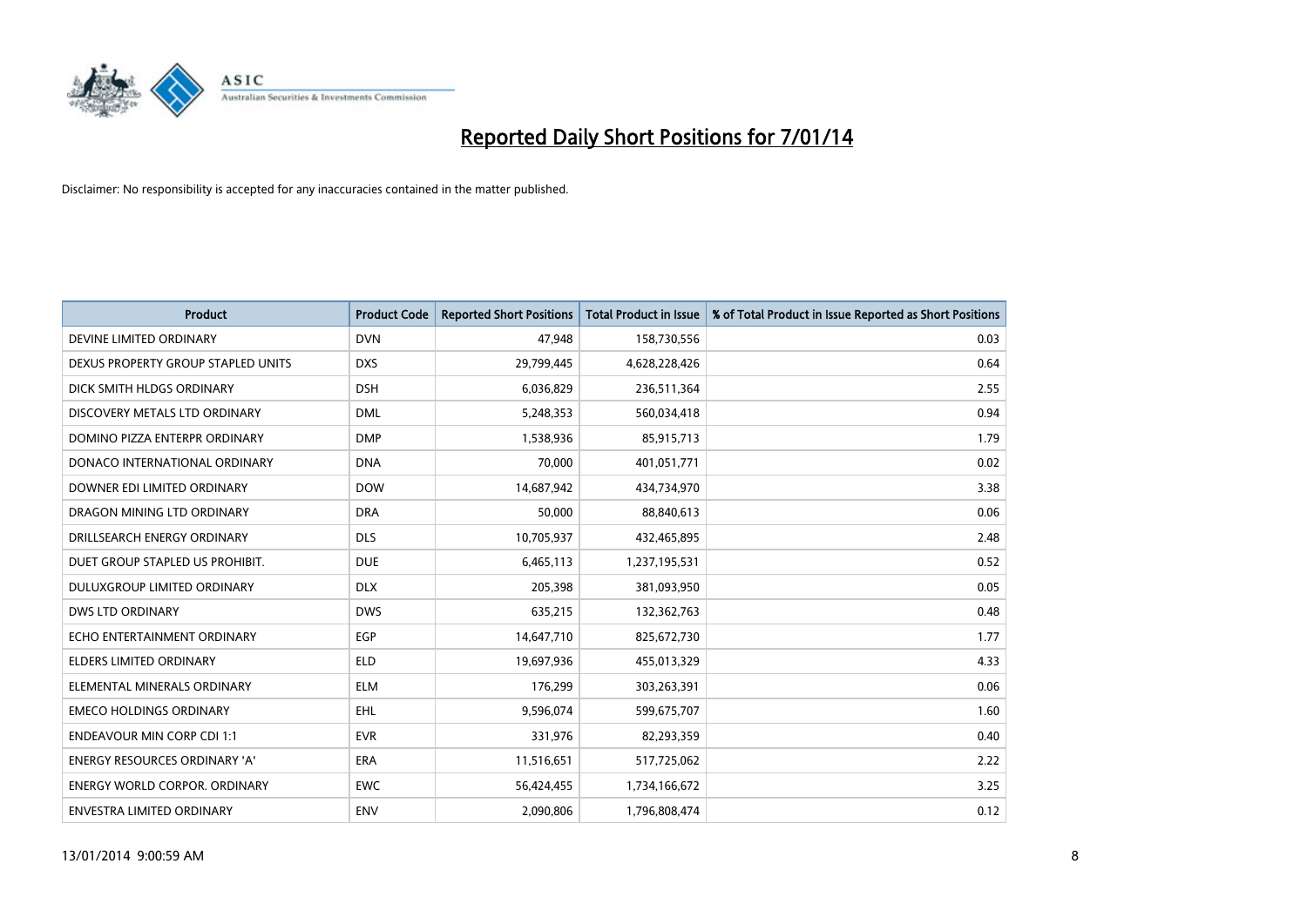# Reported Daily Short Positions for 7/01/14

Disclaimer: No responsibility is accepted for any inaccuracies contained in the matter published.

| Product | Product Code | Reported Short Positions | Total Product in Issue | % of Total Product in Issue Reported as Short Positions |
|---|---|---|---|---|
| DEVINE LIMITED ORDINARY | DVN | 47,948 | 158,730,556 | 0.03 |
| DEXUS PROPERTY GROUP STAPLED UNITS | DXS | 29,799,445 | 4,628,228,426 | 0.64 |
| DICK SMITH HLDGS ORDINARY | DSH | 6,036,829 | 236,511,364 | 2.55 |
| DISCOVERY METALS LTD ORDINARY | DML | 5,248,353 | 560,034,418 | 0.94 |
| DOMINO PIZZA ENTERPR ORDINARY | DMP | 1,538,936 | 85,915,713 | 1.79 |
| DONACO INTERNATIONAL ORDINARY | DNA | 70,000 | 401,051,771 | 0.02 |
| DOWNER EDI LIMITED ORDINARY | DOW | 14,687,942 | 434,734,970 | 3.38 |
| DRAGON MINING LTD ORDINARY | DRA | 50,000 | 88,840,613 | 0.06 |
| DRILLSEARCH ENERGY ORDINARY | DLS | 10,705,937 | 432,465,895 | 2.48 |
| DUET GROUP STAPLED US PROHIBIT. | DUE | 6,465,113 | 1,237,195,531 | 0.52 |
| DULUXGROUP LIMITED ORDINARY | DLX | 205,398 | 381,093,950 | 0.05 |
| DWS LTD ORDINARY | DWS | 635,215 | 132,362,763 | 0.48 |
| ECHO ENTERTAINMENT ORDINARY | EGP | 14,647,710 | 825,672,730 | 1.77 |
| ELDERS LIMITED ORDINARY | ELD | 19,697,936 | 455,013,329 | 4.33 |
| ELEMENTAL MINERALS ORDINARY | ELM | 176,299 | 303,263,391 | 0.06 |
| EMECO HOLDINGS ORDINARY | EHL | 9,596,074 | 599,675,707 | 1.60 |
| ENDEAVOUR MIN CORP CDI 1:1 | EVR | 331,976 | 82,293,359 | 0.40 |
| ENERGY RESOURCES ORDINARY 'A' | ERA | 11,516,651 | 517,725,062 | 2.22 |
| ENERGY WORLD CORPOR. ORDINARY | EWC | 56,424,455 | 1,734,166,672 | 3.25 |
| ENVESTRA LIMITED ORDINARY | ENV | 2,090,806 | 1,796,808,474 | 0.12 |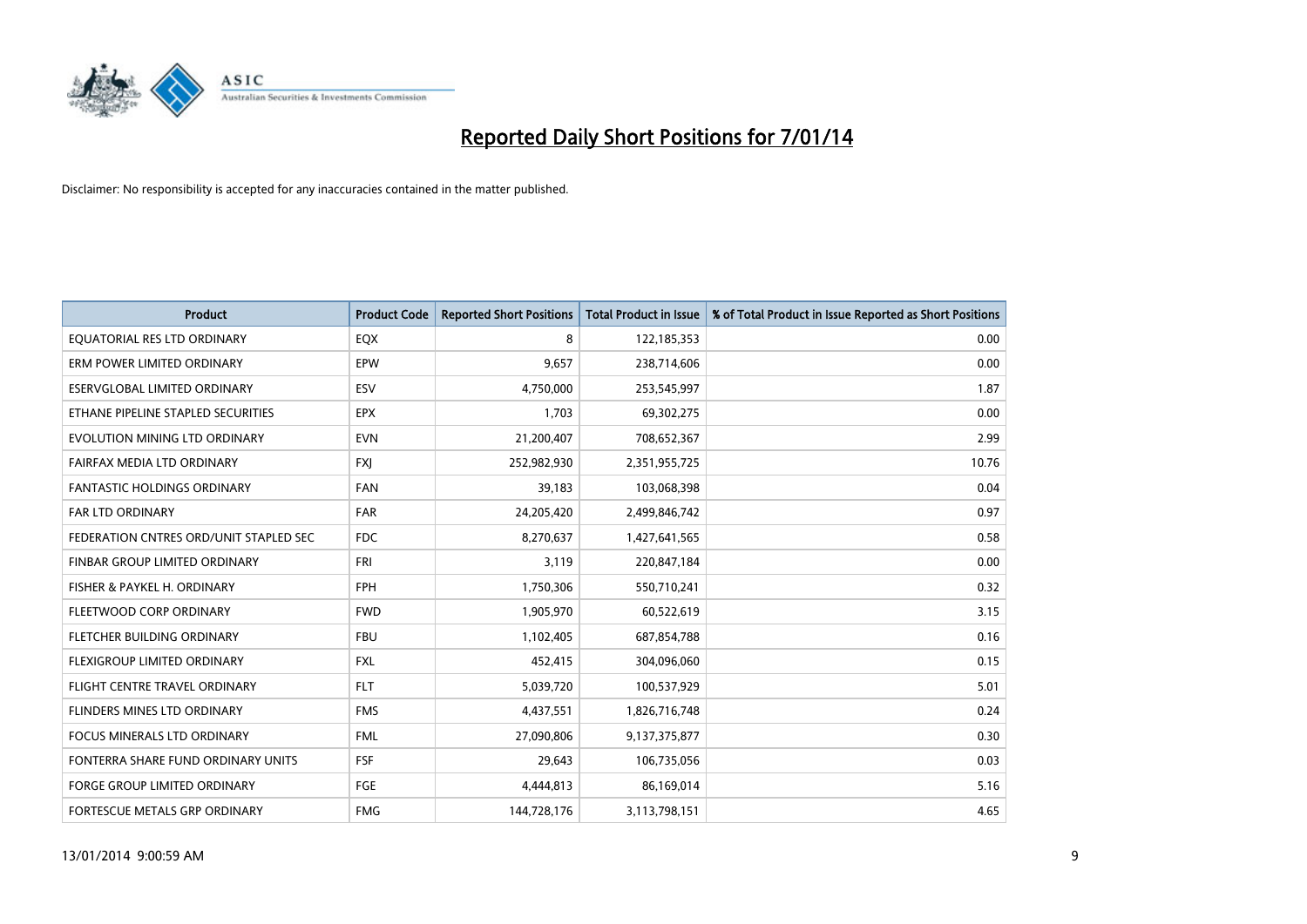# Reported Daily Short Positions for 7/01/14

Disclaimer: No responsibility is accepted for any inaccuracies contained in the matter published.

| Product | Product Code | Reported Short Positions | Total Product in Issue | % of Total Product in Issue Reported as Short Positions |
|---|---|---|---|---|
| EQUATORIAL RES LTD ORDINARY | EQX | 8 | 122,185,353 | 0.00 |
| ERM POWER LIMITED ORDINARY | EPW | 9,657 | 238,714,606 | 0.00 |
| ESERVGLOBAL LIMITED ORDINARY | ESV | 4,750,000 | 253,545,997 | 1.87 |
| ETHANE PIPELINE STAPLED SECURITIES | EPX | 1,703 | 69,302,275 | 0.00 |
| EVOLUTION MINING LTD ORDINARY | EVN | 21,200,407 | 708,652,367 | 2.99 |
| FAIRFAX MEDIA LTD ORDINARY | FXJ | 252,982,930 | 2,351,955,725 | 10.76 |
| FANTASTIC HOLDINGS ORDINARY | FAN | 39,183 | 103,068,398 | 0.04 |
| FAR LTD ORDINARY | FAR | 24,205,420 | 2,499,846,742 | 0.97 |
| FEDERATION CNTRES ORD/UNIT STAPLED SEC | FDC | 8,270,637 | 1,427,641,565 | 0.58 |
| FINBAR GROUP LIMITED ORDINARY | FRI | 3,119 | 220,847,184 | 0.00 |
| FISHER & PAYKEL H. ORDINARY | FPH | 1,750,306 | 550,710,241 | 0.32 |
| FLEETWOOD CORP ORDINARY | FWD | 1,905,970 | 60,522,619 | 3.15 |
| FLETCHER BUILDING ORDINARY | FBU | 1,102,405 | 687,854,788 | 0.16 |
| FLEXIGROUP LIMITED ORDINARY | FXL | 452,415 | 304,096,060 | 0.15 |
| FLIGHT CENTRE TRAVEL ORDINARY | FLT | 5,039,720 | 100,537,929 | 5.01 |
| FLINDERS MINES LTD ORDINARY | FMS | 4,437,551 | 1,826,716,748 | 0.24 |
| FOCUS MINERALS LTD ORDINARY | FML | 27,090,806 | 9,137,375,877 | 0.30 |
| FONTERRA SHARE FUND ORDINARY UNITS | FSF | 29,643 | 106,735,056 | 0.03 |
| FORGE GROUP LIMITED ORDINARY | FGE | 4,444,813 | 86,169,014 | 5.16 |
| FORTESCUE METALS GRP ORDINARY | FMG | 144,728,176 | 3,113,798,151 | 4.65 |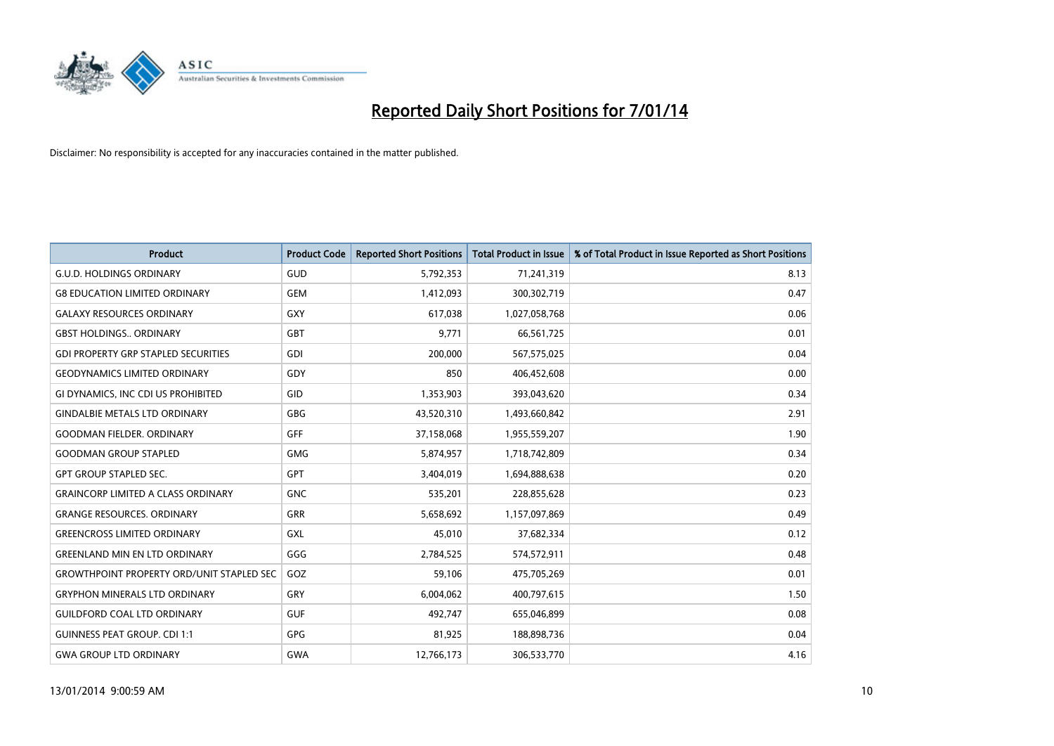# Reported Daily Short Positions for 7/01/14

Disclaimer: No responsibility is accepted for any inaccuracies contained in the matter published.

| Product | Product Code | Reported Short Positions | Total Product in Issue | % of Total Product in Issue Reported as Short Positions |
|---|---|---|---|---|
| G.U.D. HOLDINGS ORDINARY | GUD | 5,792,353 | 71,241,319 | 8.13 |
| G8 EDUCATION LIMITED ORDINARY | GEM | 1,412,093 | 300,302,719 | 0.47 |
| GALAXY RESOURCES ORDINARY | GXY | 617,038 | 1,027,058,768 | 0.06 |
| GBST HOLDINGS.. ORDINARY | GBT | 9,771 | 66,561,725 | 0.01 |
| GDI PROPERTY GRP STAPLED SECURITIES | GDI | 200,000 | 567,575,025 | 0.04 |
| GEODYNAMICS LIMITED ORDINARY | GDY | 850 | 406,452,608 | 0.00 |
| GI DYNAMICS, INC CDI US PROHIBITED | GID | 1,353,903 | 393,043,620 | 0.34 |
| GINDALBIE METALS LTD ORDINARY | GBG | 43,520,310 | 1,493,660,842 | 2.91 |
| GOODMAN FIELDER. ORDINARY | GFF | 37,158,068 | 1,955,559,207 | 1.90 |
| GOODMAN GROUP STAPLED | GMG | 5,874,957 | 1,718,742,809 | 0.34 |
| GPT GROUP STAPLED SEC. | GPT | 3,404,019 | 1,694,888,638 | 0.20 |
| GRAINCORP LIMITED A CLASS ORDINARY | GNC | 535,201 | 228,855,628 | 0.23 |
| GRANGE RESOURCES. ORDINARY | GRR | 5,658,692 | 1,157,097,869 | 0.49 |
| GREENCROSS LIMITED ORDINARY | GXL | 45,010 | 37,682,334 | 0.12 |
| GREENLAND MIN EN LTD ORDINARY | GGG | 2,784,525 | 574,572,911 | 0.48 |
| GROWTHPOINT PROPERTY ORD/UNIT STAPLED SEC | GOZ | 59,106 | 475,705,269 | 0.01 |
| GRYPHON MINERALS LTD ORDINARY | GRY | 6,004,062 | 400,797,615 | 1.50 |
| GUILDFORD COAL LTD ORDINARY | GUF | 492,747 | 655,046,899 | 0.08 |
| GUINNESS PEAT GROUP. CDI 1:1 | GPG | 81,925 | 188,898,736 | 0.04 |
| GWA GROUP LTD ORDINARY | GWA | 12,766,173 | 306,533,770 | 4.16 |

13/01/2014 9:00:59 AM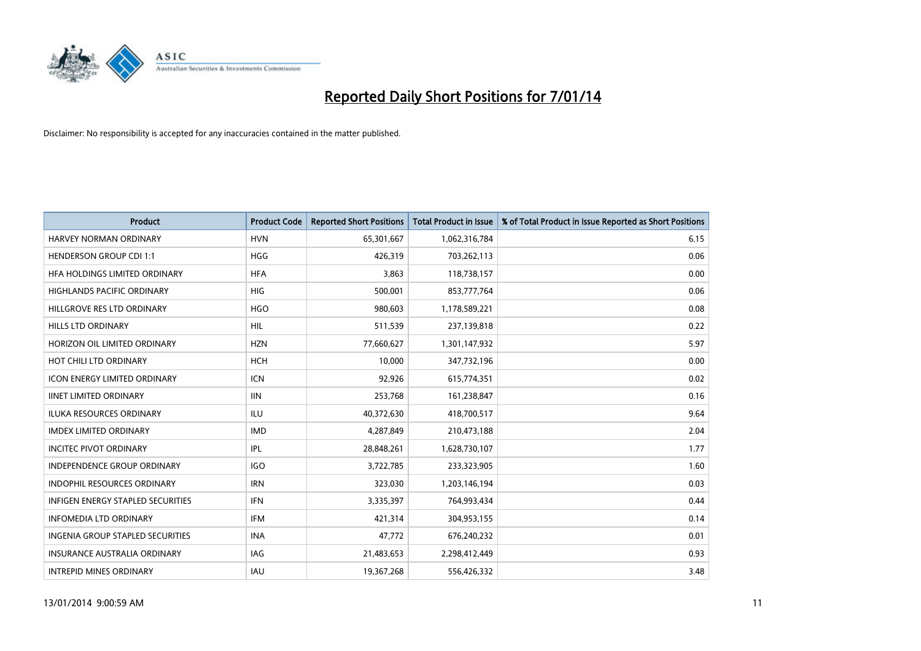# Reported Daily Short Positions for 7/01/14

Disclaimer: No responsibility is accepted for any inaccuracies contained in the matter published.

| Product | Product Code | Reported Short Positions | Total Product in Issue | % of Total Product in Issue Reported as Short Positions |
|---|---|---|---|---|
| HARVEY NORMAN ORDINARY | HVN | 65,301,667 | 1,062,316,784 | 6.15 |
| HENDERSON GROUP CDI 1:1 | HGG | 426,319 | 703,262,113 | 0.06 |
| HFA HOLDINGS LIMITED ORDINARY | HFA | 3,863 | 118,738,157 | 0.00 |
| HIGHLANDS PACIFIC ORDINARY | HIG | 500,001 | 853,777,764 | 0.06 |
| HILLGROVE RES LTD ORDINARY | HGO | 980,603 | 1,178,589,221 | 0.08 |
| HILLS LTD ORDINARY | HIL | 511,539 | 237,139,818 | 0.22 |
| HORIZON OIL LIMITED ORDINARY | HZN | 77,660,627 | 1,301,147,932 | 5.97 |
| HOT CHILI LTD ORDINARY | HCH | 10,000 | 347,732,196 | 0.00 |
| ICON ENERGY LIMITED ORDINARY | ICN | 92,926 | 615,774,351 | 0.02 |
| IINET LIMITED ORDINARY | IIN | 253,768 | 161,238,847 | 0.16 |
| ILUKA RESOURCES ORDINARY | ILU | 40,372,630 | 418,700,517 | 9.64 |
| IMDEX LIMITED ORDINARY | IMD | 4,287,849 | 210,473,188 | 2.04 |
| INCITEC PIVOT ORDINARY | IPL | 28,848,261 | 1,628,730,107 | 1.77 |
| INDEPENDENCE GROUP ORDINARY | IGO | 3,722,785 | 233,323,905 | 1.60 |
| INDOPHIL RESOURCES ORDINARY | IRN | 323,030 | 1,203,146,194 | 0.03 |
| INFIGEN ENERGY STAPLED SECURITIES | IFN | 3,335,397 | 764,993,434 | 0.44 |
| INFOMEDIA LTD ORDINARY | IFM | 421,314 | 304,953,155 | 0.14 |
| INGENIA GROUP STAPLED SECURITIES | INA | 47,772 | 676,240,232 | 0.01 |
| INSURANCE AUSTRALIA ORDINARY | IAG | 21,483,653 | 2,298,412,449 | 0.93 |
| INTREPID MINES ORDINARY | IAU | 19,367,268 | 556,426,332 | 3.48 |

13/01/2014 9:00:59 AM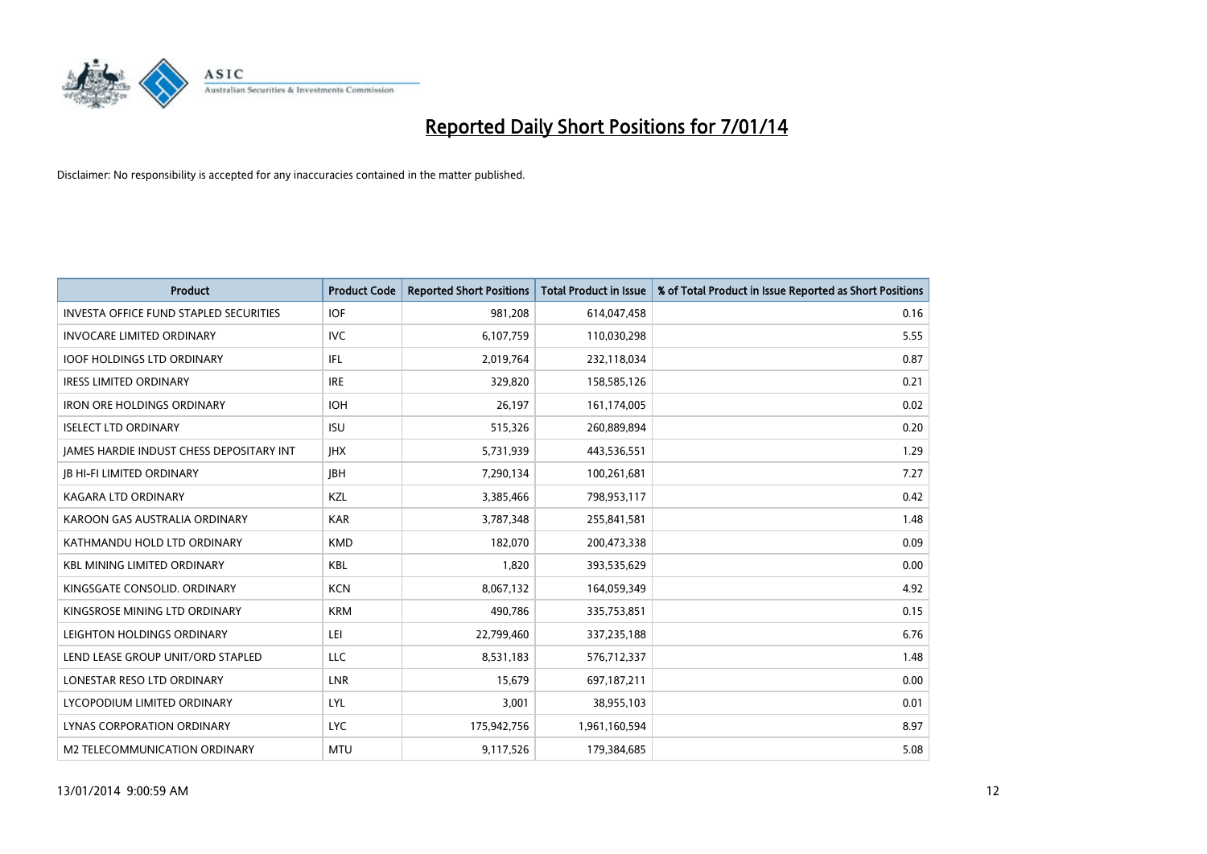# Reported Daily Short Positions for 7/01/14

Disclaimer: No responsibility is accepted for any inaccuracies contained in the matter published.

| Product | Product Code | Reported Short Positions | Total Product in Issue | % of Total Product in Issue Reported as Short Positions |
|---|---|---|---|---|
| INVESTA OFFICE FUND STAPLED SECURITIES | IOF | 981,208 | 614,047,458 | 0.16 |
| INVOCARE LIMITED ORDINARY | IVC | 6,107,759 | 110,030,298 | 5.55 |
| IOOF HOLDINGS LTD ORDINARY | IFL | 2,019,764 | 232,118,034 | 0.87 |
| IRESS LIMITED ORDINARY | IRE | 329,820 | 158,585,126 | 0.21 |
| IRON ORE HOLDINGS ORDINARY | IOH | 26,197 | 161,174,005 | 0.02 |
| ISELECT LTD ORDINARY | ISU | 515,326 | 260,889,894 | 0.20 |
| JAMES HARDIE INDUST CHESS DEPOSITARY INT | JHX | 5,731,939 | 443,536,551 | 1.29 |
| JB HI-FI LIMITED ORDINARY | JBH | 7,290,134 | 100,261,681 | 7.27 |
| KAGARA LTD ORDINARY | KZL | 3,385,466 | 798,953,117 | 0.42 |
| KAROON GAS AUSTRALIA ORDINARY | KAR | 3,787,348 | 255,841,581 | 1.48 |
| KATHMANDU HOLD LTD ORDINARY | KMD | 182,070 | 200,473,338 | 0.09 |
| KBL MINING LIMITED ORDINARY | KBL | 1,820 | 393,535,629 | 0.00 |
| KINGSGATE CONSOLID. ORDINARY | KCN | 8,067,132 | 164,059,349 | 4.92 |
| KINGSROSE MINING LTD ORDINARY | KRM | 490,786 | 335,753,851 | 0.15 |
| LEIGHTON HOLDINGS ORDINARY | LEI | 22,799,460 | 337,235,188 | 6.76 |
| LEND LEASE GROUP UNIT/ORD STAPLED | LLC | 8,531,183 | 576,712,337 | 1.48 |
| LONESTAR RESO LTD ORDINARY | LNR | 15,679 | 697,187,211 | 0.00 |
| LYCOPODIUM LIMITED ORDINARY | LYL | 3,001 | 38,955,103 | 0.01 |
| LYNAS CORPORATION ORDINARY | LYC | 175,942,756 | 1,961,160,594 | 8.97 |
| M2 TELECOMMUNICATION ORDINARY | MTU | 9,117,526 | 179,384,685 | 5.08 |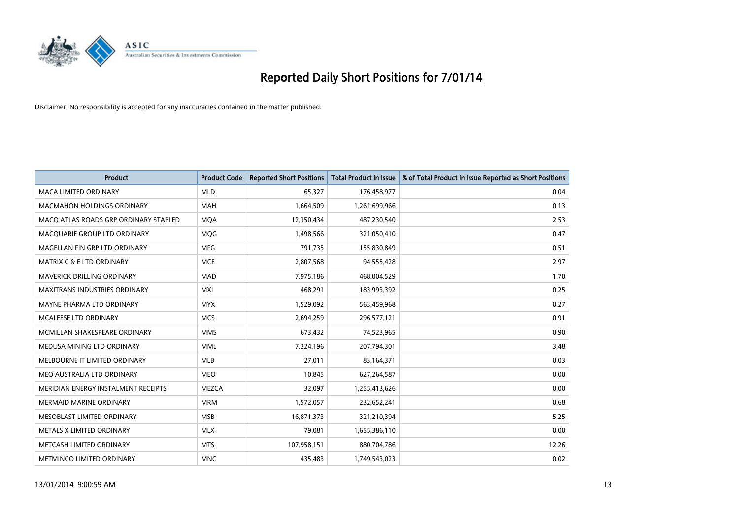# Reported Daily Short Positions for 7/01/14

Disclaimer: No responsibility is accepted for any inaccuracies contained in the matter published.

| Product | Product Code | Reported Short Positions | Total Product in Issue | % of Total Product in Issue Reported as Short Positions |
|---|---|---|---|---|
| MACA LIMITED ORDINARY | MLD | 65,327 | 176,458,977 | 0.04 |
| MACMAHON HOLDINGS ORDINARY | MAH | 1,664,509 | 1,261,699,966 | 0.13 |
| MACQ ATLAS ROADS GRP ORDINARY STAPLED | MQA | 12,350,434 | 487,230,540 | 2.53 |
| MACQUARIE GROUP LTD ORDINARY | MQG | 1,498,566 | 321,050,410 | 0.47 |
| MAGELLAN FIN GRP LTD ORDINARY | MFG | 791,735 | 155,830,849 | 0.51 |
| MATRIX C & E LTD ORDINARY | MCE | 2,807,568 | 94,555,428 | 2.97 |
| MAVERICK DRILLING ORDINARY | MAD | 7,975,186 | 468,004,529 | 1.70 |
| MAXITRANS INDUSTRIES ORDINARY | MXI | 468,291 | 183,993,392 | 0.25 |
| MAYNE PHARMA LTD ORDINARY | MYX | 1,529,092 | 563,459,968 | 0.27 |
| MCALEESE LTD ORDINARY | MCS | 2,694,259 | 296,577,121 | 0.91 |
| MCMILLAN SHAKESPEARE ORDINARY | MMS | 673,432 | 74,523,965 | 0.90 |
| MEDUSA MINING LTD ORDINARY | MML | 7,224,196 | 207,794,301 | 3.48 |
| MELBOURNE IT LIMITED ORDINARY | MLB | 27,011 | 83,164,371 | 0.03 |
| MEO AUSTRALIA LTD ORDINARY | MEO | 10,845 | 627,264,587 | 0.00 |
| MERIDIAN ENERGY INSTALMENT RECEIPTS | MEZCA | 32,097 | 1,255,413,626 | 0.00 |
| MERMAID MARINE ORDINARY | MRM | 1,572,057 | 232,652,241 | 0.68 |
| MESOBLAST LIMITED ORDINARY | MSB | 16,871,373 | 321,210,394 | 5.25 |
| METALS X LIMITED ORDINARY | MLX | 79,081 | 1,655,386,110 | 0.00 |
| METCASH LIMITED ORDINARY | MTS | 107,958,151 | 880,704,786 | 12.26 |
| METMINCO LIMITED ORDINARY | MNC | 435,483 | 1,749,543,023 | 0.02 |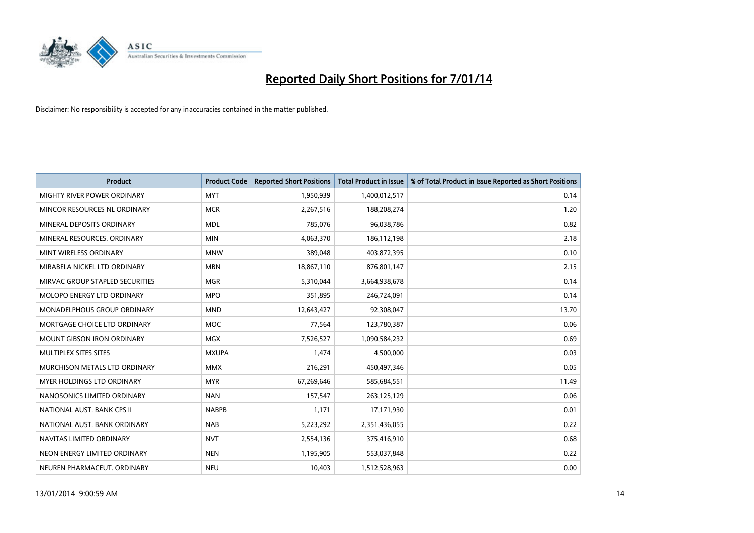# Reported Daily Short Positions for 7/01/14

Disclaimer: No responsibility is accepted for any inaccuracies contained in the matter published.

| Product | Product Code | Reported Short Positions | Total Product in Issue | % of Total Product in Issue Reported as Short Positions |
|---|---|---|---|---|
| MIGHTY RIVER POWER ORDINARY | MYT | 1,950,939 | 1,400,012,517 | 0.14 |
| MINCOR RESOURCES NL ORDINARY | MCR | 2,267,516 | 188,208,274 | 1.20 |
| MINERAL DEPOSITS ORDINARY | MDL | 785,076 | 96,038,786 | 0.82 |
| MINERAL RESOURCES. ORDINARY | MIN | 4,063,370 | 186,112,198 | 2.18 |
| MINT WIRELESS ORDINARY | MNW | 389,048 | 403,872,395 | 0.10 |
| MIRABELA NICKEL LTD ORDINARY | MBN | 18,867,110 | 876,801,147 | 2.15 |
| MIRVAC GROUP STAPLED SECURITIES | MGR | 5,310,044 | 3,664,938,678 | 0.14 |
| MOLOPO ENERGY LTD ORDINARY | MPO | 351,895 | 246,724,091 | 0.14 |
| MONADELPHOUS GROUP ORDINARY | MND | 12,643,427 | 92,308,047 | 13.70 |
| MORTGAGE CHOICE LTD ORDINARY | MOC | 77,564 | 123,780,387 | 0.06 |
| MOUNT GIBSON IRON ORDINARY | MGX | 7,526,527 | 1,090,584,232 | 0.69 |
| MULTIPLEX SITES SITES | MXUPA | 1,474 | 4,500,000 | 0.03 |
| MURCHISON METALS LTD ORDINARY | MMX | 216,291 | 450,497,346 | 0.05 |
| MYER HOLDINGS LTD ORDINARY | MYR | 67,269,646 | 585,684,551 | 11.49 |
| NANOSONICS LIMITED ORDINARY | NAN | 157,547 | 263,125,129 | 0.06 |
| NATIONAL AUST. BANK CPS II | NABPB | 1,171 | 17,171,930 | 0.01 |
| NATIONAL AUST. BANK ORDINARY | NAB | 5,223,292 | 2,351,436,055 | 0.22 |
| NAVITAS LIMITED ORDINARY | NVT | 2,554,136 | 375,416,910 | 0.68 |
| NEON ENERGY LIMITED ORDINARY | NEN | 1,195,905 | 553,037,848 | 0.22 |
| NEUREN PHARMACEUT. ORDINARY | NEU | 10,403 | 1,512,528,963 | 0.00 |

13/01/2014 9:00:59 AM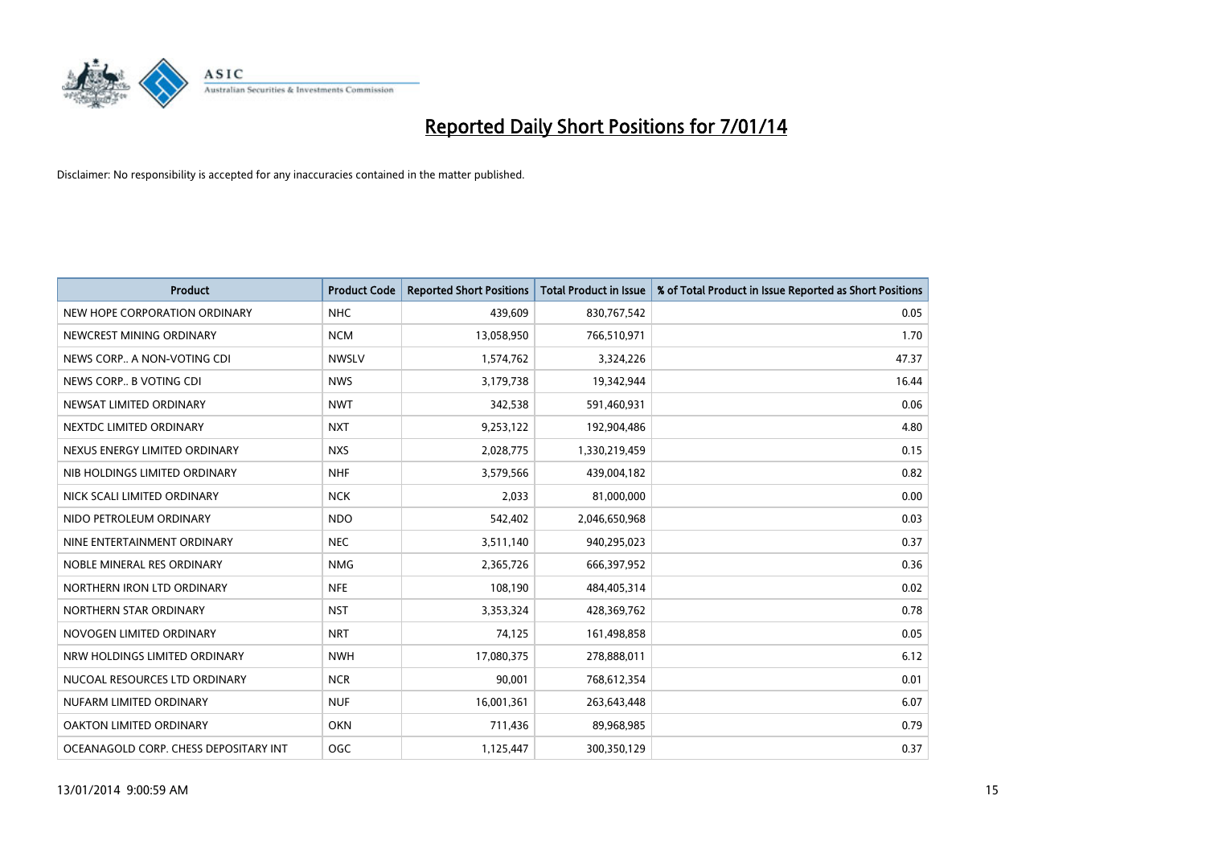# Reported Daily Short Positions for 7/01/14

Disclaimer: No responsibility is accepted for any inaccuracies contained in the matter published.

| Product | Product Code | Reported Short Positions | Total Product in Issue | % of Total Product in Issue Reported as Short Positions |
|---|---|---|---|---|
| NEW HOPE CORPORATION ORDINARY | NHC | 439,609 | 830,767,542 | 0.05 |
| NEWCREST MINING ORDINARY | NCM | 13,058,950 | 766,510,971 | 1.70 |
| NEWS CORP.. A NON-VOTING CDI | NWSLV | 1,574,762 | 3,324,226 | 47.37 |
| NEWS CORP.. B VOTING CDI | NWS | 3,179,738 | 19,342,944 | 16.44 |
| NEWSAT LIMITED ORDINARY | NWT | 342,538 | 591,460,931 | 0.06 |
| NEXTDC LIMITED ORDINARY | NXT | 9,253,122 | 192,904,486 | 4.80 |
| NEXUS ENERGY LIMITED ORDINARY | NXS | 2,028,775 | 1,330,219,459 | 0.15 |
| NIB HOLDINGS LIMITED ORDINARY | NHF | 3,579,566 | 439,004,182 | 0.82 |
| NICK SCALI LIMITED ORDINARY | NCK | 2,033 | 81,000,000 | 0.00 |
| NIDO PETROLEUM ORDINARY | NDO | 542,402 | 2,046,650,968 | 0.03 |
| NINE ENTERTAINMENT ORDINARY | NEC | 3,511,140 | 940,295,023 | 0.37 |
| NOBLE MINERAL RES ORDINARY | NMG | 2,365,726 | 666,397,952 | 0.36 |
| NORTHERN IRON LTD ORDINARY | NFE | 108,190 | 484,405,314 | 0.02 |
| NORTHERN STAR ORDINARY | NST | 3,353,324 | 428,369,762 | 0.78 |
| NOVOGEN LIMITED ORDINARY | NRT | 74,125 | 161,498,858 | 0.05 |
| NRW HOLDINGS LIMITED ORDINARY | NWH | 17,080,375 | 278,888,011 | 6.12 |
| NUCOAL RESOURCES LTD ORDINARY | NCR | 90,001 | 768,612,354 | 0.01 |
| NUFARM LIMITED ORDINARY | NUF | 16,001,361 | 263,643,448 | 6.07 |
| OAKTON LIMITED ORDINARY | OKN | 711,436 | 89,968,985 | 0.79 |
| OCEANAGOLD CORP. CHESS DEPOSITARY INT | OGC | 1,125,447 | 300,350,129 | 0.37 |

13/01/2014 9:00:59 AM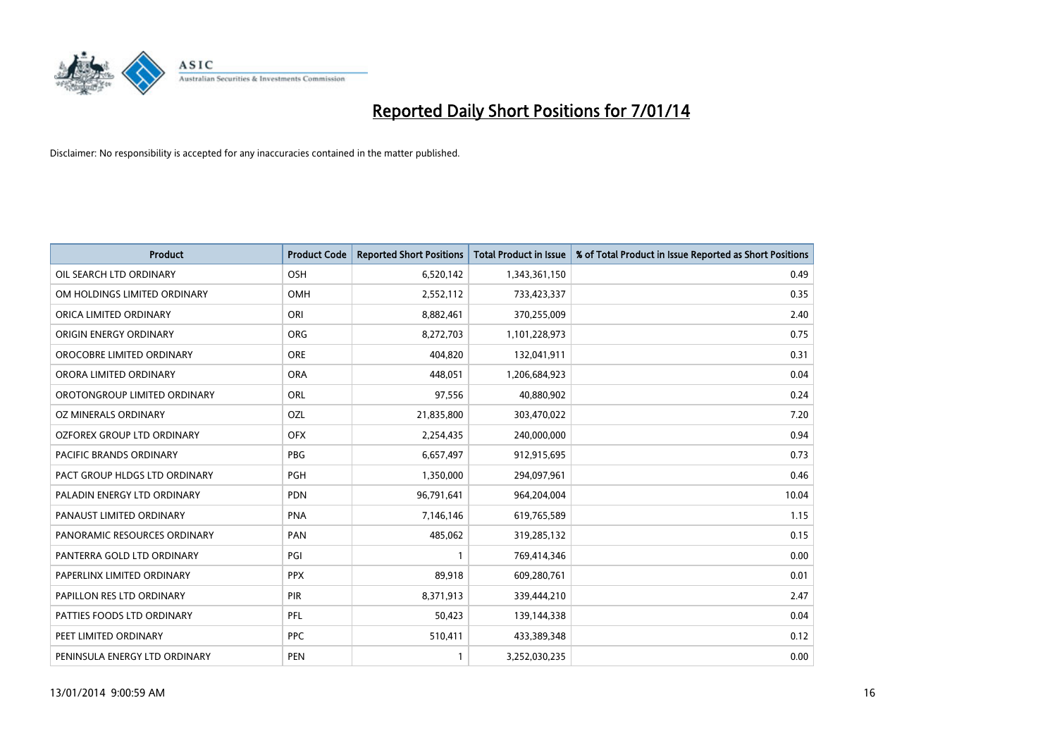# Reported Daily Short Positions for 7/01/14

Disclaimer: No responsibility is accepted for any inaccuracies contained in the matter published.

| Product | Product Code | Reported Short Positions | Total Product in Issue | % of Total Product in Issue Reported as Short Positions |
|---|---|---|---|---|
| OIL SEARCH LTD ORDINARY | OSH | 6,520,142 | 1,343,361,150 | 0.49 |
| OM HOLDINGS LIMITED ORDINARY | OMH | 2,552,112 | 733,423,337 | 0.35 |
| ORICA LIMITED ORDINARY | ORI | 8,882,461 | 370,255,009 | 2.40 |
| ORIGIN ENERGY ORDINARY | ORG | 8,272,703 | 1,101,228,973 | 0.75 |
| OROCOBRE LIMITED ORDINARY | ORE | 404,820 | 132,041,911 | 0.31 |
| ORORA LIMITED ORDINARY | ORA | 448,051 | 1,206,684,923 | 0.04 |
| OROTONGROUP LIMITED ORDINARY | ORL | 97,556 | 40,880,902 | 0.24 |
| OZ MINERALS ORDINARY | OZL | 21,835,800 | 303,470,022 | 7.20 |
| OZFOREX GROUP LTD ORDINARY | OFX | 2,254,435 | 240,000,000 | 0.94 |
| PACIFIC BRANDS ORDINARY | PBG | 6,657,497 | 912,915,695 | 0.73 |
| PACT GROUP HLDGS LTD ORDINARY | PGH | 1,350,000 | 294,097,961 | 0.46 |
| PALADIN ENERGY LTD ORDINARY | PDN | 96,791,641 | 964,204,004 | 10.04 |
| PANAUST LIMITED ORDINARY | PNA | 7,146,146 | 619,765,589 | 1.15 |
| PANORAMIC RESOURCES ORDINARY | PAN | 485,062 | 319,285,132 | 0.15 |
| PANTERRA GOLD LTD ORDINARY | PGI | 1 | 769,414,346 | 0.00 |
| PAPERLINX LIMITED ORDINARY | PPX | 89,918 | 609,280,761 | 0.01 |
| PAPILLON RES LTD ORDINARY | PIR | 8,371,913 | 339,444,210 | 2.47 |
| PATTIES FOODS LTD ORDINARY | PFL | 50,423 | 139,144,338 | 0.04 |
| PEET LIMITED ORDINARY | PPC | 510,411 | 433,389,348 | 0.12 |
| PENINSULA ENERGY LTD ORDINARY | PEN | 1 | 3,252,030,235 | 0.00 |

13/01/2014 9:00:59 AM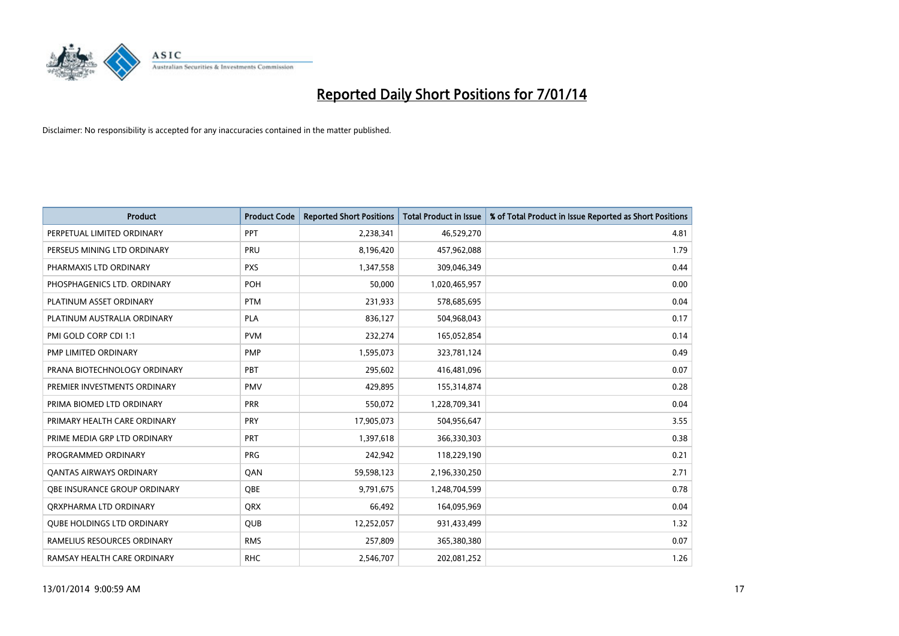# Reported Daily Short Positions for 7/01/14

Disclaimer: No responsibility is accepted for any inaccuracies contained in the matter published.

| Product | Product Code | Reported Short Positions | Total Product in Issue | % of Total Product in Issue Reported as Short Positions |
|---|---|---|---|---|
| PERPETUAL LIMITED ORDINARY | PPT | 2,238,341 | 46,529,270 | 4.81 |
| PERSEUS MINING LTD ORDINARY | PRU | 8,196,420 | 457,962,088 | 1.79 |
| PHARMAXIS LTD ORDINARY | PXS | 1,347,558 | 309,046,349 | 0.44 |
| PHOSPHAGENICS LTD. ORDINARY | POH | 50,000 | 1,020,465,957 | 0.00 |
| PLATINUM ASSET ORDINARY | PTM | 231,933 | 578,685,695 | 0.04 |
| PLATINUM AUSTRALIA ORDINARY | PLA | 836,127 | 504,968,043 | 0.17 |
| PMI GOLD CORP CDI 1:1 | PVM | 232,274 | 165,052,854 | 0.14 |
| PMP LIMITED ORDINARY | PMP | 1,595,073 | 323,781,124 | 0.49 |
| PRANA BIOTECHNOLOGY ORDINARY | PBT | 295,602 | 416,481,096 | 0.07 |
| PREMIER INVESTMENTS ORDINARY | PMV | 429,895 | 155,314,874 | 0.28 |
| PRIMA BIOMED LTD ORDINARY | PRR | 550,072 | 1,228,709,341 | 0.04 |
| PRIMARY HEALTH CARE ORDINARY | PRY | 17,905,073 | 504,956,647 | 3.55 |
| PRIME MEDIA GRP LTD ORDINARY | PRT | 1,397,618 | 366,330,303 | 0.38 |
| PROGRAMMED ORDINARY | PRG | 242,942 | 118,229,190 | 0.21 |
| QANTAS AIRWAYS ORDINARY | QAN | 59,598,123 | 2,196,330,250 | 2.71 |
| QBE INSURANCE GROUP ORDINARY | QBE | 9,791,675 | 1,248,704,599 | 0.78 |
| QRXPHARMA LTD ORDINARY | QRX | 66,492 | 164,095,969 | 0.04 |
| QUBE HOLDINGS LTD ORDINARY | QUB | 12,252,057 | 931,433,499 | 1.32 |
| RAMELIUS RESOURCES ORDINARY | RMS | 257,809 | 365,380,380 | 0.07 |
| RAMSAY HEALTH CARE ORDINARY | RHC | 2,546,707 | 202,081,252 | 1.26 |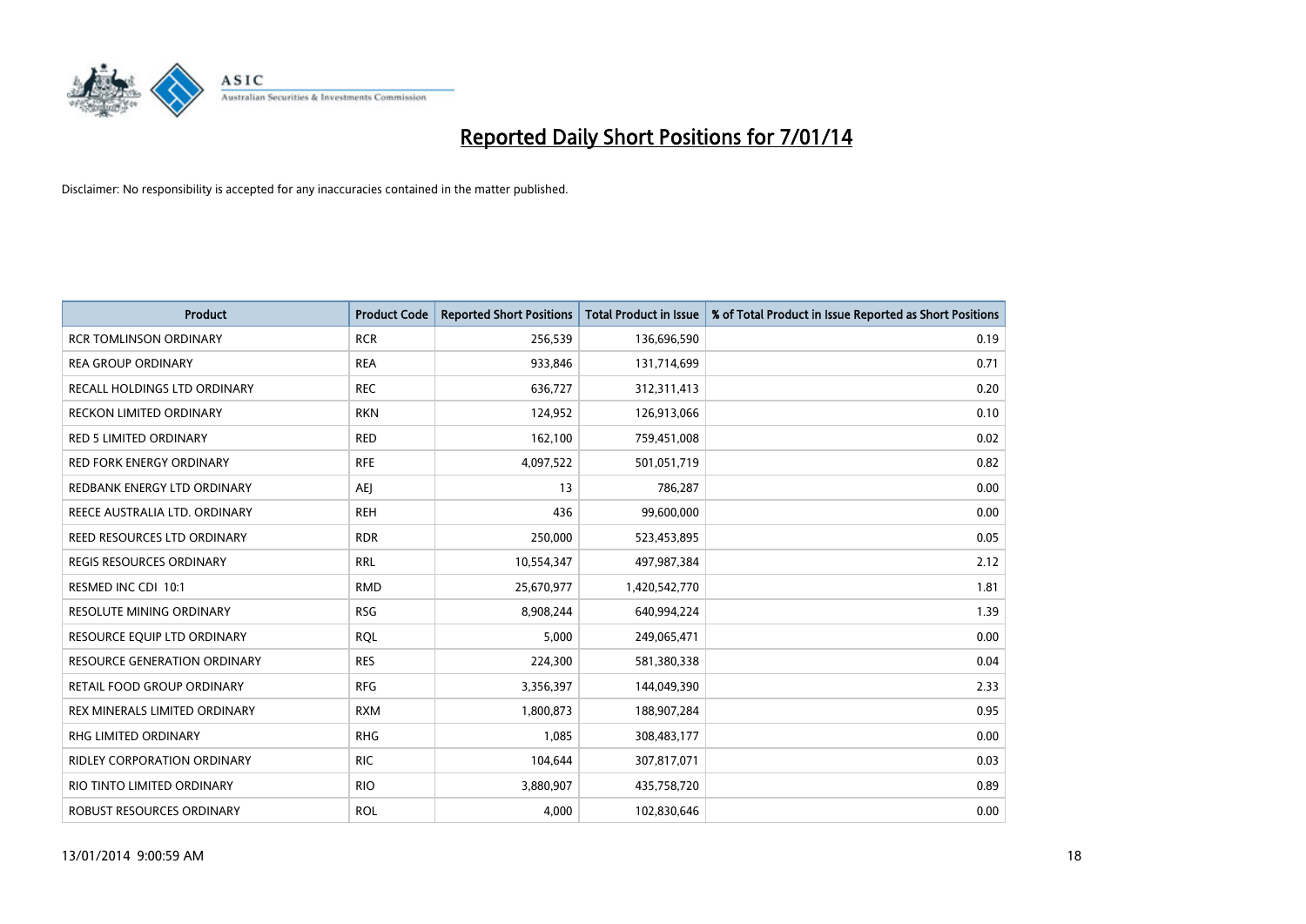# Reported Daily Short Positions for 7/01/14

Disclaimer: No responsibility is accepted for any inaccuracies contained in the matter published.

| Product | Product Code | Reported Short Positions | Total Product in Issue | % of Total Product in Issue Reported as Short Positions |
|---|---|---|---|---|
| RCR TOMLINSON ORDINARY | RCR | 256,539 | 136,696,590 | 0.19 |
| REA GROUP ORDINARY | REA | 933,846 | 131,714,699 | 0.71 |
| RECALL HOLDINGS LTD ORDINARY | REC | 636,727 | 312,311,413 | 0.20 |
| RECKON LIMITED ORDINARY | RKN | 124,952 | 126,913,066 | 0.10 |
| RED 5 LIMITED ORDINARY | RED | 162,100 | 759,451,008 | 0.02 |
| RED FORK ENERGY ORDINARY | RFE | 4,097,522 | 501,051,719 | 0.82 |
| REDBANK ENERGY LTD ORDINARY | AEJ | 13 | 786,287 | 0.00 |
| REECE AUSTRALIA LTD. ORDINARY | REH | 436 | 99,600,000 | 0.00 |
| REED RESOURCES LTD ORDINARY | RDR | 250,000 | 523,453,895 | 0.05 |
| REGIS RESOURCES ORDINARY | RRL | 10,554,347 | 497,987,384 | 2.12 |
| RESMED INC CDI 10:1 | RMD | 25,670,977 | 1,420,542,770 | 1.81 |
| RESOLUTE MINING ORDINARY | RSG | 8,908,244 | 640,994,224 | 1.39 |
| RESOURCE EQUIP LTD ORDINARY | RQL | 5,000 | 249,065,471 | 0.00 |
| RESOURCE GENERATION ORDINARY | RES | 224,300 | 581,380,338 | 0.04 |
| RETAIL FOOD GROUP ORDINARY | RFG | 3,356,397 | 144,049,390 | 2.33 |
| REX MINERALS LIMITED ORDINARY | RXM | 1,800,873 | 188,907,284 | 0.95 |
| RHG LIMITED ORDINARY | RHG | 1,085 | 308,483,177 | 0.00 |
| RIDLEY CORPORATION ORDINARY | RIC | 104,644 | 307,817,071 | 0.03 |
| RIO TINTO LIMITED ORDINARY | RIO | 3,880,907 | 435,758,720 | 0.89 |
| ROBUST RESOURCES ORDINARY | ROL | 4,000 | 102,830,646 | 0.00 |

13/01/2014 9:00:59 AM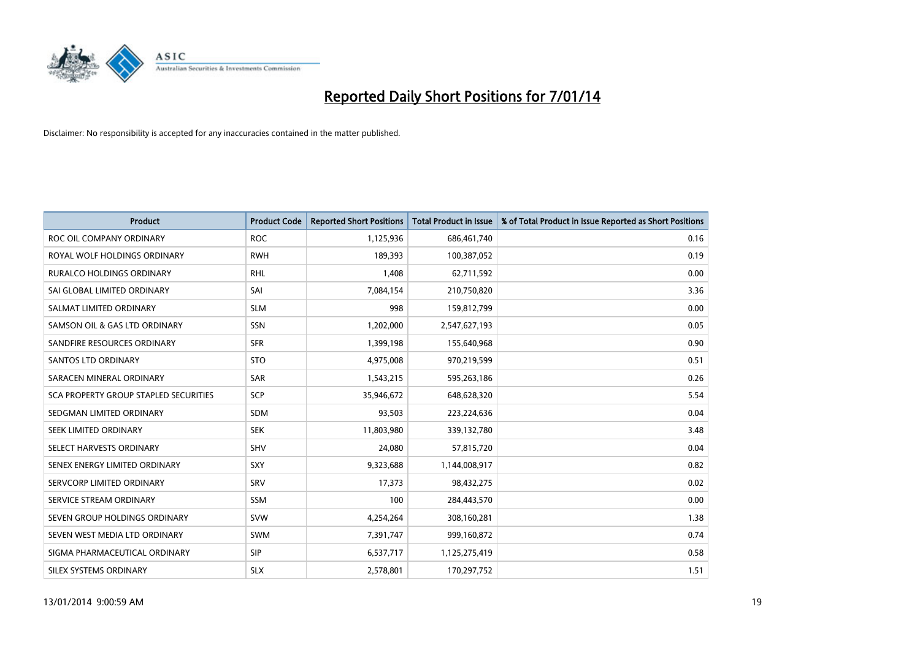# Reported Daily Short Positions for 7/01/14

Disclaimer: No responsibility is accepted for any inaccuracies contained in the matter published.

| Product | Product Code | Reported Short Positions | Total Product in Issue | % of Total Product in Issue Reported as Short Positions |
|---|---|---|---|---|
| ROC OIL COMPANY ORDINARY | ROC | 1,125,936 | 686,461,740 | 0.16 |
| ROYAL WOLF HOLDINGS ORDINARY | RWH | 189,393 | 100,387,052 | 0.19 |
| RURALCO HOLDINGS ORDINARY | RHL | 1,408 | 62,711,592 | 0.00 |
| SAI GLOBAL LIMITED ORDINARY | SAI | 7,084,154 | 210,750,820 | 3.36 |
| SALMAT LIMITED ORDINARY | SLM | 998 | 159,812,799 | 0.00 |
| SAMSON OIL & GAS LTD ORDINARY | SSN | 1,202,000 | 2,547,627,193 | 0.05 |
| SANDFIRE RESOURCES ORDINARY | SFR | 1,399,198 | 155,640,968 | 0.90 |
| SANTOS LTD ORDINARY | STO | 4,975,008 | 970,219,599 | 0.51 |
| SARACEN MINERAL ORDINARY | SAR | 1,543,215 | 595,263,186 | 0.26 |
| SCA PROPERTY GROUP STAPLED SECURITIES | SCP | 35,946,672 | 648,628,320 | 5.54 |
| SEDGMAN LIMITED ORDINARY | SDM | 93,503 | 223,224,636 | 0.04 |
| SEEK LIMITED ORDINARY | SEK | 11,803,980 | 339,132,780 | 3.48 |
| SELECT HARVESTS ORDINARY | SHV | 24,080 | 57,815,720 | 0.04 |
| SENEX ENERGY LIMITED ORDINARY | SXY | 9,323,688 | 1,144,008,917 | 0.82 |
| SERVCORP LIMITED ORDINARY | SRV | 17,373 | 98,432,275 | 0.02 |
| SERVICE STREAM ORDINARY | SSM | 100 | 284,443,570 | 0.00 |
| SEVEN GROUP HOLDINGS ORDINARY | SVW | 4,254,264 | 308,160,281 | 1.38 |
| SEVEN WEST MEDIA LTD ORDINARY | SWM | 7,391,747 | 999,160,872 | 0.74 |
| SIGMA PHARMACEUTICAL ORDINARY | SIP | 6,537,717 | 1,125,275,419 | 0.58 |
| SILEX SYSTEMS ORDINARY | SLX | 2,578,801 | 170,297,752 | 1.51 |

13/01/2014 9:00:59 AM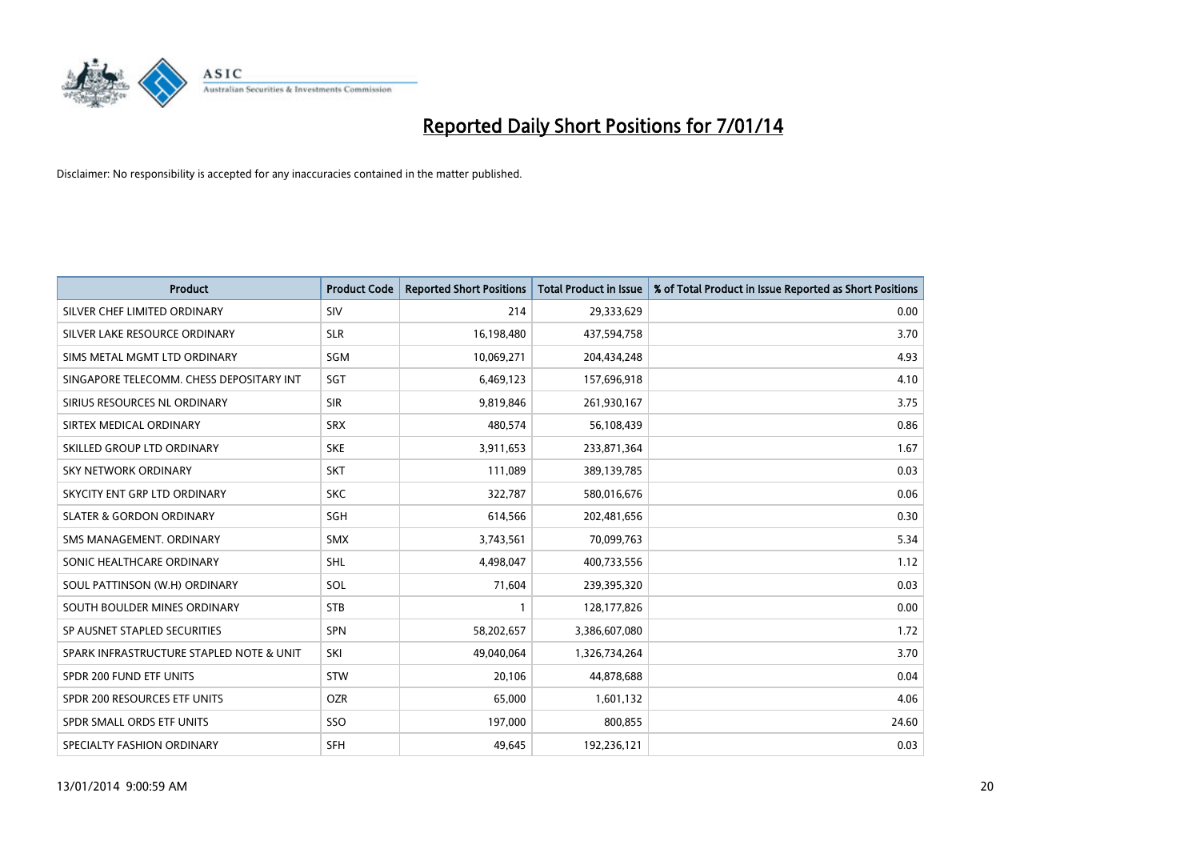# Reported Daily Short Positions for 7/01/14

Disclaimer: No responsibility is accepted for any inaccuracies contained in the matter published.

| Product | Product Code | Reported Short Positions | Total Product in Issue | % of Total Product in Issue Reported as Short Positions |
|---|---|---|---|---|
| SILVER CHEF LIMITED ORDINARY | SIV | 214 | 29,333,629 | 0.00 |
| SILVER LAKE RESOURCE ORDINARY | SLR | 16,198,480 | 437,594,758 | 3.70 |
| SIMS METAL MGMT LTD ORDINARY | SGM | 10,069,271 | 204,434,248 | 4.93 |
| SINGAPORE TELECOMM. CHESS DEPOSITARY INT | SGT | 6,469,123 | 157,696,918 | 4.10 |
| SIRIUS RESOURCES NL ORDINARY | SIR | 9,819,846 | 261,930,167 | 3.75 |
| SIRTEX MEDICAL ORDINARY | SRX | 480,574 | 56,108,439 | 0.86 |
| SKILLED GROUP LTD ORDINARY | SKE | 3,911,653 | 233,871,364 | 1.67 |
| SKY NETWORK ORDINARY | SKT | 111,089 | 389,139,785 | 0.03 |
| SKYCITY ENT GRP LTD ORDINARY | SKC | 322,787 | 580,016,676 | 0.06 |
| SLATER & GORDON ORDINARY | SGH | 614,566 | 202,481,656 | 0.30 |
| SMS MANAGEMENT. ORDINARY | SMX | 3,743,561 | 70,099,763 | 5.34 |
| SONIC HEALTHCARE ORDINARY | SHL | 4,498,047 | 400,733,556 | 1.12 |
| SOUL PATTINSON (W.H) ORDINARY | SOL | 71,604 | 239,395,320 | 0.03 |
| SOUTH BOULDER MINES ORDINARY | STB | 1 | 128,177,826 | 0.00 |
| SP AUSNET STAPLED SECURITIES | SPN | 58,202,657 | 3,386,607,080 | 1.72 |
| SPARK INFRASTRUCTURE STAPLED NOTE & UNIT | SKI | 49,040,064 | 1,326,734,264 | 3.70 |
| SPDR 200 FUND ETF UNITS | STW | 20,106 | 44,878,688 | 0.04 |
| SPDR 200 RESOURCES ETF UNITS | OZR | 65,000 | 1,601,132 | 4.06 |
| SPDR SMALL ORDS ETF UNITS | SSO | 197,000 | 800,855 | 24.60 |
| SPECIALTY FASHION ORDINARY | SFH | 49,645 | 192,236,121 | 0.03 |

13/01/2014 9:00:59 AM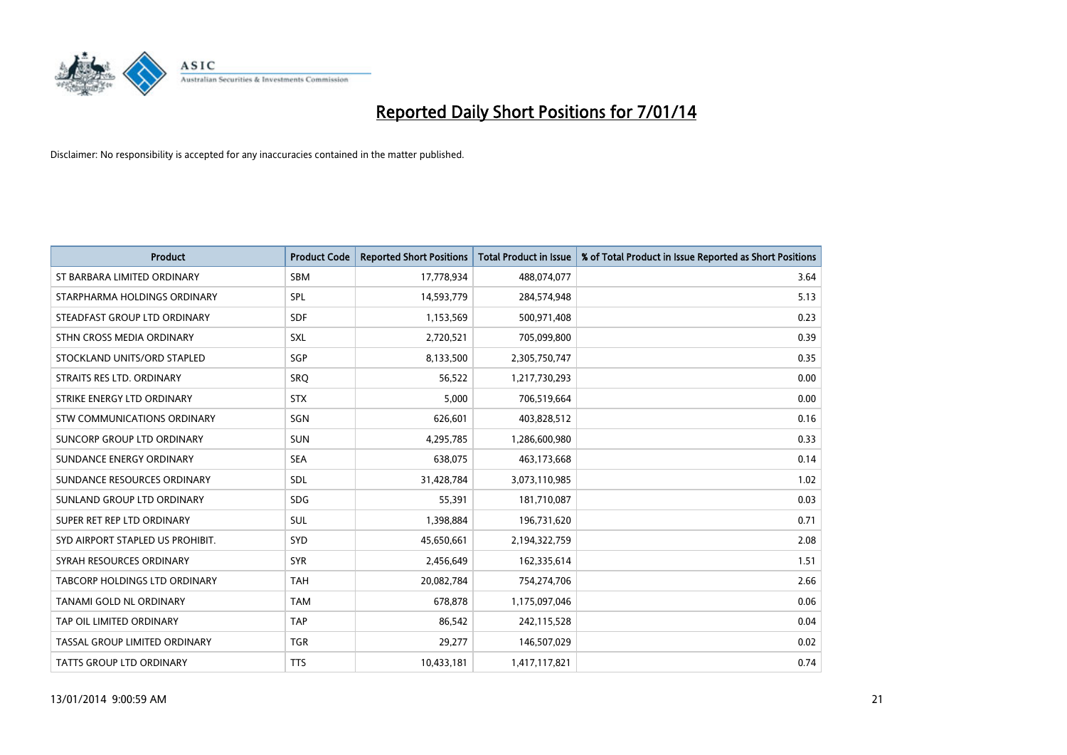# Reported Daily Short Positions for 7/01/14

Disclaimer: No responsibility is accepted for any inaccuracies contained in the matter published.

| Product | Product Code | Reported Short Positions | Total Product in Issue | % of Total Product in Issue Reported as Short Positions |
|---|---|---|---|---|
| ST BARBARA LIMITED ORDINARY | SBM | 17,778,934 | 488,074,077 | 3.64 |
| STARPHARMA HOLDINGS ORDINARY | SPL | 14,593,779 | 284,574,948 | 5.13 |
| STEADFAST GROUP LTD ORDINARY | SDF | 1,153,569 | 500,971,408 | 0.23 |
| STHN CROSS MEDIA ORDINARY | SXL | 2,720,521 | 705,099,800 | 0.39 |
| STOCKLAND UNITS/ORD STAPLED | SGP | 8,133,500 | 2,305,750,747 | 0.35 |
| STRAITS RES LTD. ORDINARY | SRQ | 56,522 | 1,217,730,293 | 0.00 |
| STRIKE ENERGY LTD ORDINARY | STX | 5,000 | 706,519,664 | 0.00 |
| STW COMMUNICATIONS ORDINARY | SGN | 626,601 | 403,828,512 | 0.16 |
| SUNCORP GROUP LTD ORDINARY | SUN | 4,295,785 | 1,286,600,980 | 0.33 |
| SUNDANCE ENERGY ORDINARY | SEA | 638,075 | 463,173,668 | 0.14 |
| SUNDANCE RESOURCES ORDINARY | SDL | 31,428,784 | 3,073,110,985 | 1.02 |
| SUNLAND GROUP LTD ORDINARY | SDG | 55,391 | 181,710,087 | 0.03 |
| SUPER RET REP LTD ORDINARY | SUL | 1,398,884 | 196,731,620 | 0.71 |
| SYD AIRPORT STAPLED US PROHIBIT. | SYD | 45,650,661 | 2,194,322,759 | 2.08 |
| SYRAH RESOURCES ORDINARY | SYR | 2,456,649 | 162,335,614 | 1.51 |
| TABCORP HOLDINGS LTD ORDINARY | TAH | 20,082,784 | 754,274,706 | 2.66 |
| TANAMI GOLD NL ORDINARY | TAM | 678,878 | 1,175,097,046 | 0.06 |
| TAP OIL LIMITED ORDINARY | TAP | 86,542 | 242,115,528 | 0.04 |
| TASSAL GROUP LIMITED ORDINARY | TGR | 29,277 | 146,507,029 | 0.02 |
| TATTS GROUP LTD ORDINARY | TTS | 10,433,181 | 1,417,117,821 | 0.74 |

13/01/2014 9:00:59 AM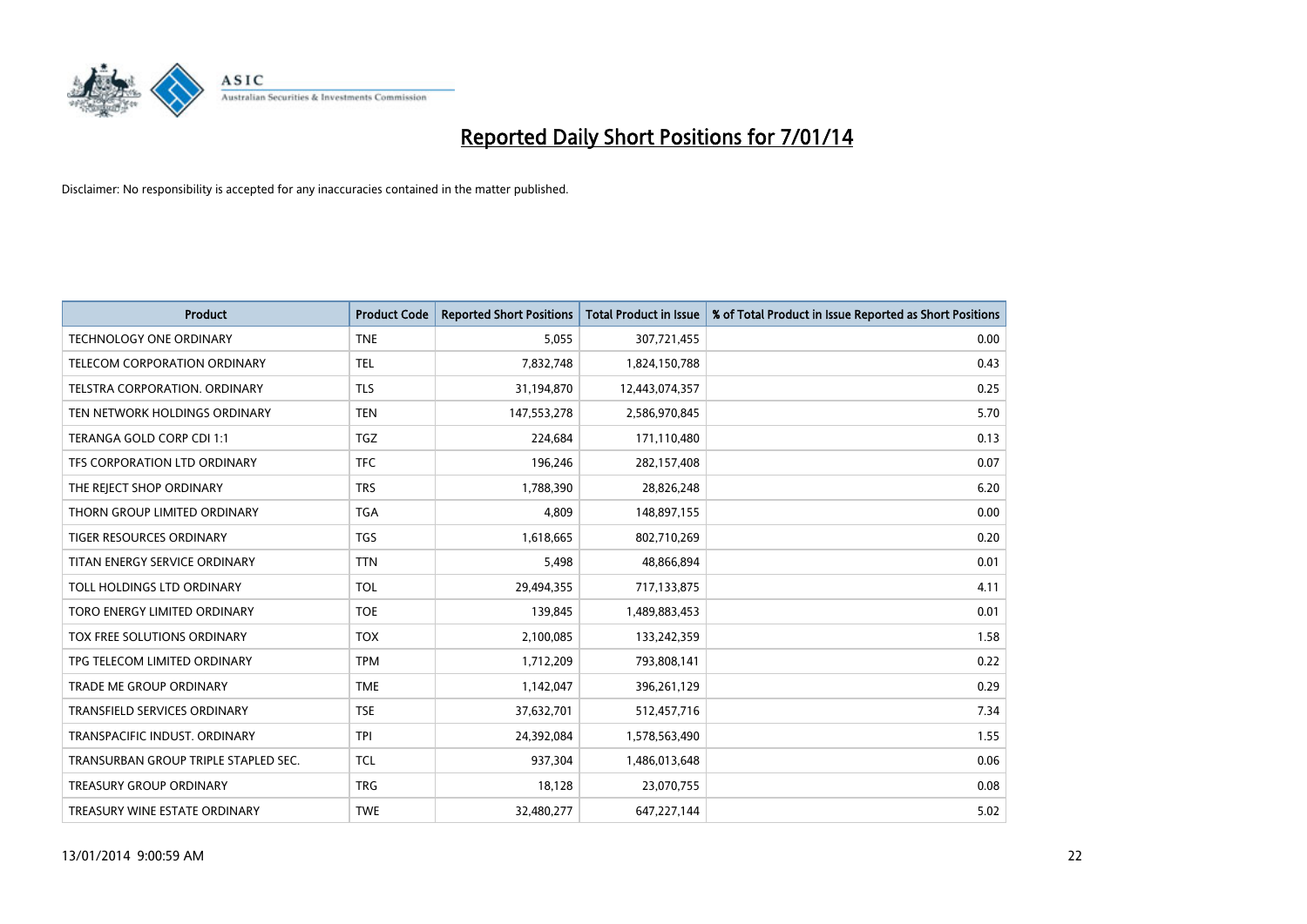# Reported Daily Short Positions for 7/01/14

Disclaimer: No responsibility is accepted for any inaccuracies contained in the matter published.

| Product | Product Code | Reported Short Positions | Total Product in Issue | % of Total Product in Issue Reported as Short Positions |
|---|---|---|---|---|
| TECHNOLOGY ONE ORDINARY | TNE | 5,055 | 307,721,455 | 0.00 |
| TELECOM CORPORATION ORDINARY | TEL | 7,832,748 | 1,824,150,788 | 0.43 |
| TELSTRA CORPORATION. ORDINARY | TLS | 31,194,870 | 12,443,074,357 | 0.25 |
| TEN NETWORK HOLDINGS ORDINARY | TEN | 147,553,278 | 2,586,970,845 | 5.70 |
| TERANGA GOLD CORP CDI 1:1 | TGZ | 224,684 | 171,110,480 | 0.13 |
| TFS CORPORATION LTD ORDINARY | TFC | 196,246 | 282,157,408 | 0.07 |
| THE REJECT SHOP ORDINARY | TRS | 1,788,390 | 28,826,248 | 6.20 |
| THORN GROUP LIMITED ORDINARY | TGA | 4,809 | 148,897,155 | 0.00 |
| TIGER RESOURCES ORDINARY | TGS | 1,618,665 | 802,710,269 | 0.20 |
| TITAN ENERGY SERVICE ORDINARY | TTN | 5,498 | 48,866,894 | 0.01 |
| TOLL HOLDINGS LTD ORDINARY | TOL | 29,494,355 | 717,133,875 | 4.11 |
| TORO ENERGY LIMITED ORDINARY | TOE | 139,845 | 1,489,883,453 | 0.01 |
| TOX FREE SOLUTIONS ORDINARY | TOX | 2,100,085 | 133,242,359 | 1.58 |
| TPG TELECOM LIMITED ORDINARY | TPM | 1,712,209 | 793,808,141 | 0.22 |
| TRADE ME GROUP ORDINARY | TME | 1,142,047 | 396,261,129 | 0.29 |
| TRANSFIELD SERVICES ORDINARY | TSE | 37,632,701 | 512,457,716 | 7.34 |
| TRANSPACIFIC INDUST. ORDINARY | TPI | 24,392,084 | 1,578,563,490 | 1.55 |
| TRANSURBAN GROUP TRIPLE STAPLED SEC. | TCL | 937,304 | 1,486,013,648 | 0.06 |
| TREASURY GROUP ORDINARY | TRG | 18,128 | 23,070,755 | 0.08 |
| TREASURY WINE ESTATE ORDINARY | TWE | 32,480,277 | 647,227,144 | 5.02 |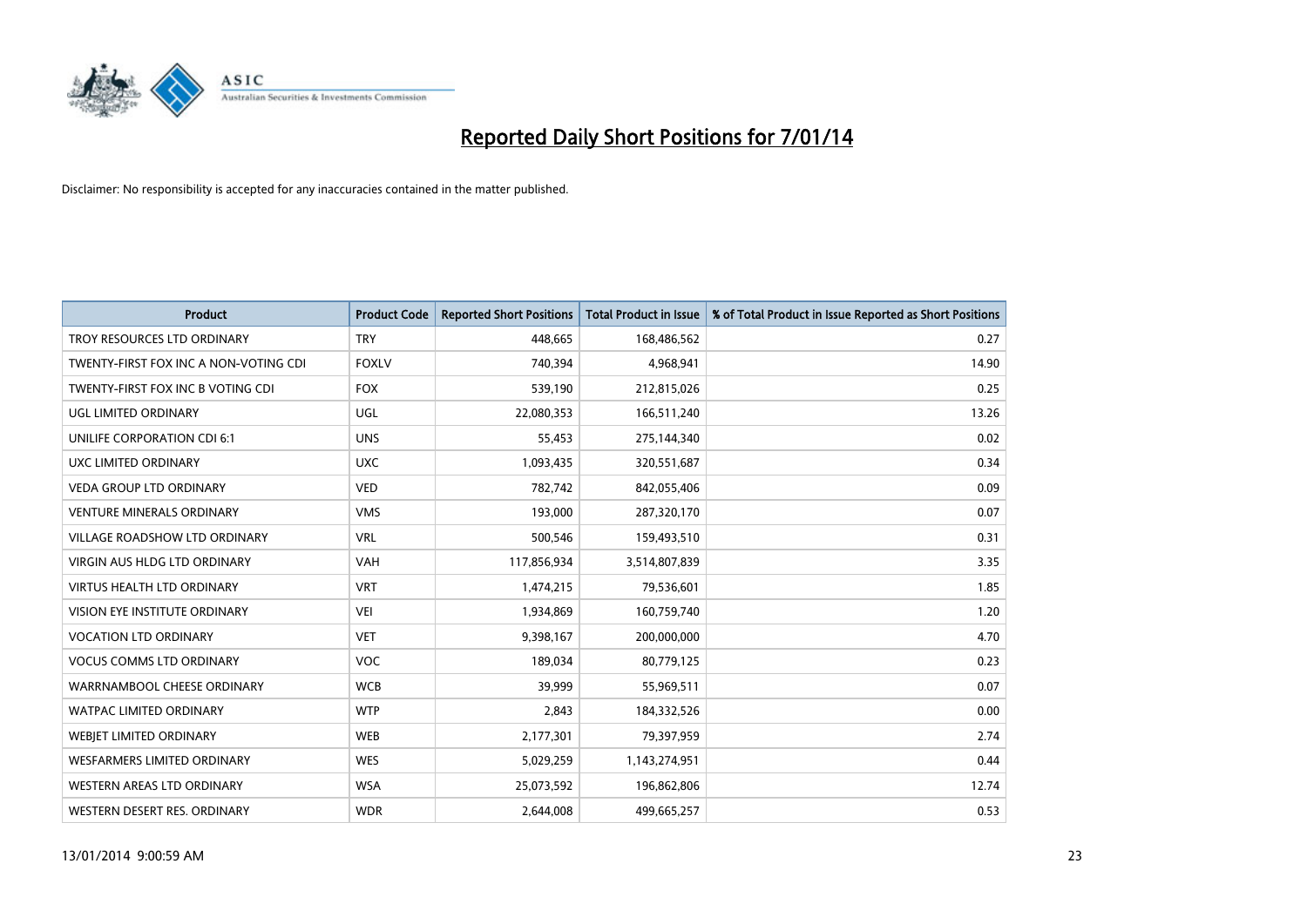# Reported Daily Short Positions for 7/01/14

Disclaimer: No responsibility is accepted for any inaccuracies contained in the matter published.

| Product | Product Code | Reported Short Positions | Total Product in Issue | % of Total Product in Issue Reported as Short Positions |
|---|---|---|---|---|
| TROY RESOURCES LTD ORDINARY | TRY | 448,665 | 168,486,562 | 0.27 |
| TWENTY-FIRST FOX INC A NON-VOTING CDI | FOXLV | 740,394 | 4,968,941 | 14.90 |
| TWENTY-FIRST FOX INC B VOTING CDI | FOX | 539,190 | 212,815,026 | 0.25 |
| UGL LIMITED ORDINARY | UGL | 22,080,353 | 166,511,240 | 13.26 |
| UNILIFE CORPORATION CDI 6:1 | UNS | 55,453 | 275,144,340 | 0.02 |
| UXC LIMITED ORDINARY | UXC | 1,093,435 | 320,551,687 | 0.34 |
| VEDA GROUP LTD ORDINARY | VED | 782,742 | 842,055,406 | 0.09 |
| VENTURE MINERALS ORDINARY | VMS | 193,000 | 287,320,170 | 0.07 |
| VILLAGE ROADSHOW LTD ORDINARY | VRL | 500,546 | 159,493,510 | 0.31 |
| VIRGIN AUS HLDG LTD ORDINARY | VAH | 117,856,934 | 3,514,807,839 | 3.35 |
| VIRTUS HEALTH LTD ORDINARY | VRT | 1,474,215 | 79,536,601 | 1.85 |
| VISION EYE INSTITUTE ORDINARY | VEI | 1,934,869 | 160,759,740 | 1.20 |
| VOCATION LTD ORDINARY | VET | 9,398,167 | 200,000,000 | 4.70 |
| VOCUS COMMS LTD ORDINARY | VOC | 189,034 | 80,779,125 | 0.23 |
| WARRNAMBOOL CHEESE ORDINARY | WCB | 39,999 | 55,969,511 | 0.07 |
| WATPAC LIMITED ORDINARY | WTP | 2,843 | 184,332,526 | 0.00 |
| WEBJET LIMITED ORDINARY | WEB | 2,177,301 | 79,397,959 | 2.74 |
| WESFARMERS LIMITED ORDINARY | WES | 5,029,259 | 1,143,274,951 | 0.44 |
| WESTERN AREAS LTD ORDINARY | WSA | 25,073,592 | 196,862,806 | 12.74 |
| WESTERN DESERT RES. ORDINARY | WDR | 2,644,008 | 499,665,257 | 0.53 |

13/01/2014 9:00:59 AM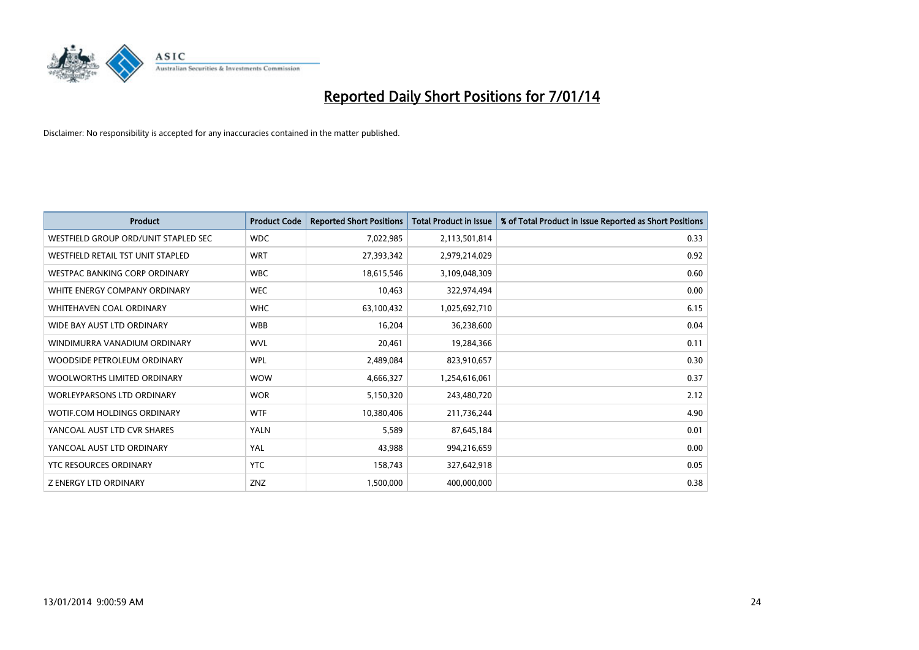# Reported Daily Short Positions for 7/01/14

Disclaimer: No responsibility is accepted for any inaccuracies contained in the matter published.

| Product | Product Code | Reported Short Positions | Total Product in Issue | % of Total Product in Issue Reported as Short Positions |
|---|---|---|---|---|
| WESTFIELD GROUP ORD/UNIT STAPLED SEC | WDC | 7,022,985 | 2,113,501,814 | 0.33 |
| WESTFIELD RETAIL TST UNIT STAPLED | WRT | 27,393,342 | 2,979,214,029 | 0.92 |
| WESTPAC BANKING CORP ORDINARY | WBC | 18,615,546 | 3,109,048,309 | 0.60 |
| WHITE ENERGY COMPANY ORDINARY | WEC | 10,463 | 322,974,494 | 0.00 |
| WHITEHAVEN COAL ORDINARY | WHC | 63,100,432 | 1,025,692,710 | 6.15 |
| WIDE BAY AUST LTD ORDINARY | WBB | 16,204 | 36,238,600 | 0.04 |
| WINDIMURRA VANADIUM ORDINARY | WVL | 20,461 | 19,284,366 | 0.11 |
| WOODSIDE PETROLEUM ORDINARY | WPL | 2,489,084 | 823,910,657 | 0.30 |
| WOOLWORTHS LIMITED ORDINARY | WOW | 4,666,327 | 1,254,616,061 | 0.37 |
| WORLEYPARSONS LTD ORDINARY | WOR | 5,150,320 | 243,480,720 | 2.12 |
| WOTIF.COM HOLDINGS ORDINARY | WTF | 10,380,406 | 211,736,244 | 4.90 |
| YANCOAL AUST LTD CVR SHARES | YALN | 5,589 | 87,645,184 | 0.01 |
| YANCOAL AUST LTD ORDINARY | YAL | 43,988 | 994,216,659 | 0.00 |
| YTC RESOURCES ORDINARY | YTC | 158,743 | 327,642,918 | 0.05 |
| Z ENERGY LTD ORDINARY | ZNZ | 1,500,000 | 400,000,000 | 0.38 |

13/01/2014 9:00:59 AM